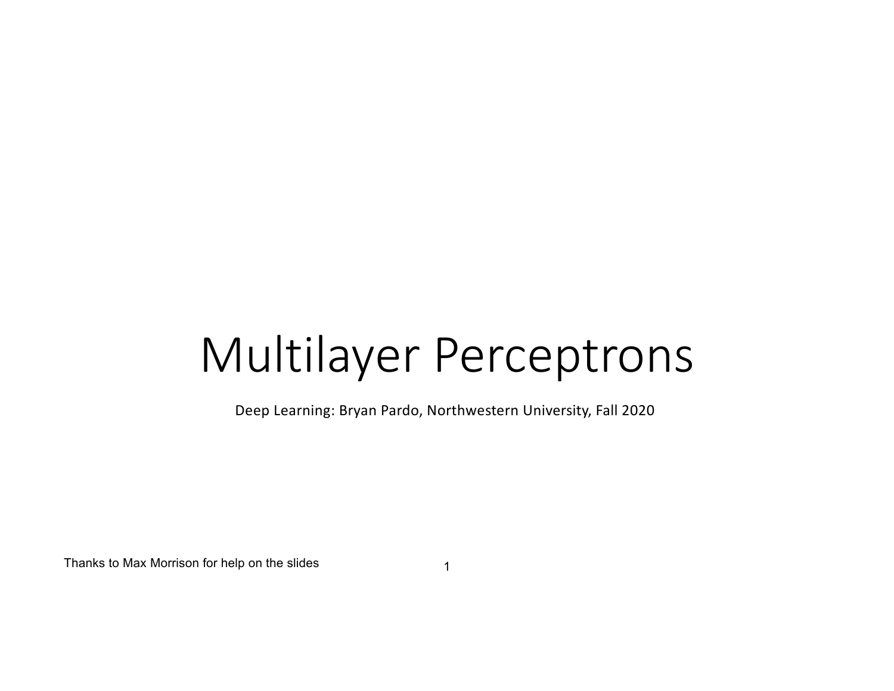# Multilayer Perceptrons

Deep Learning: Bryan Pardo, Northwestern University, Fall 2020

Thanks to Max Morrison for help on the slides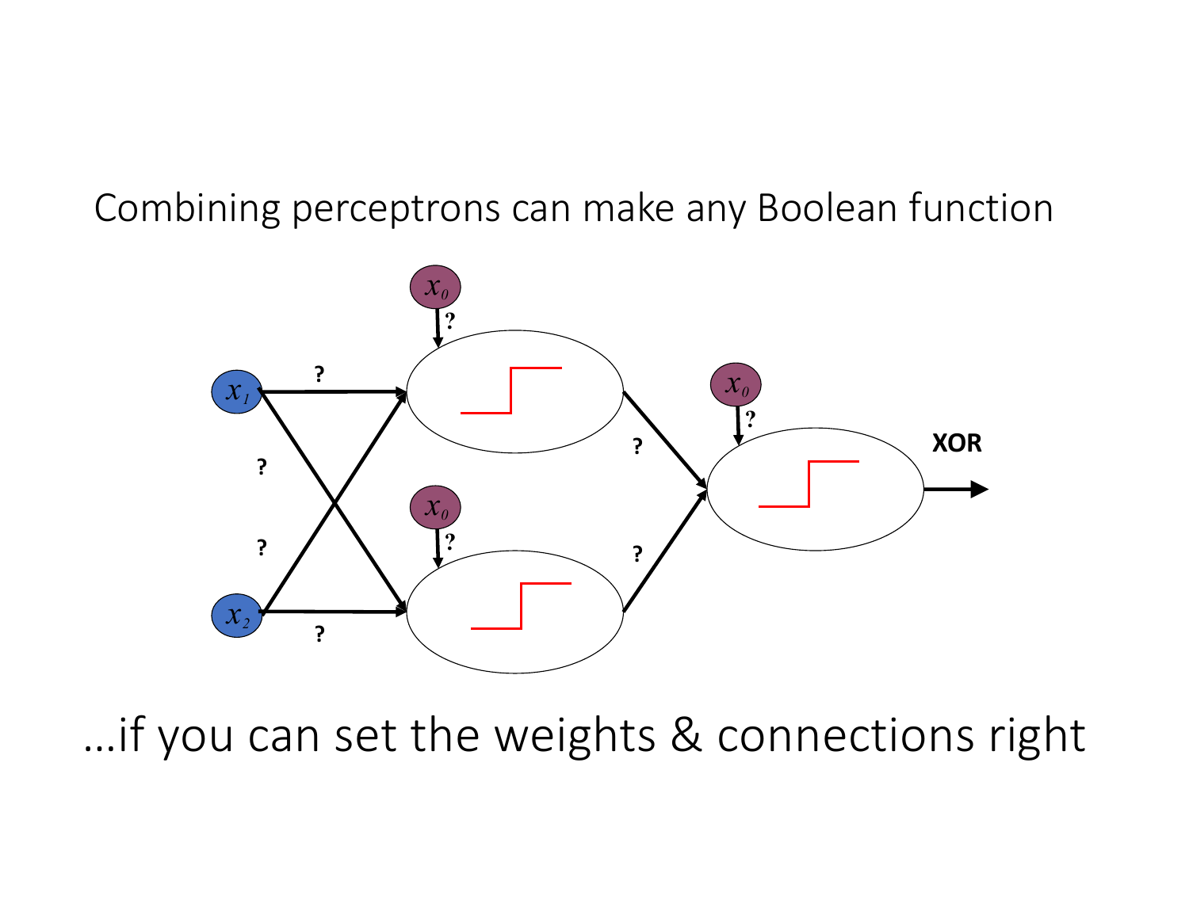Combining perceptrons can make any Boolean function

…if you can set the weights & connections right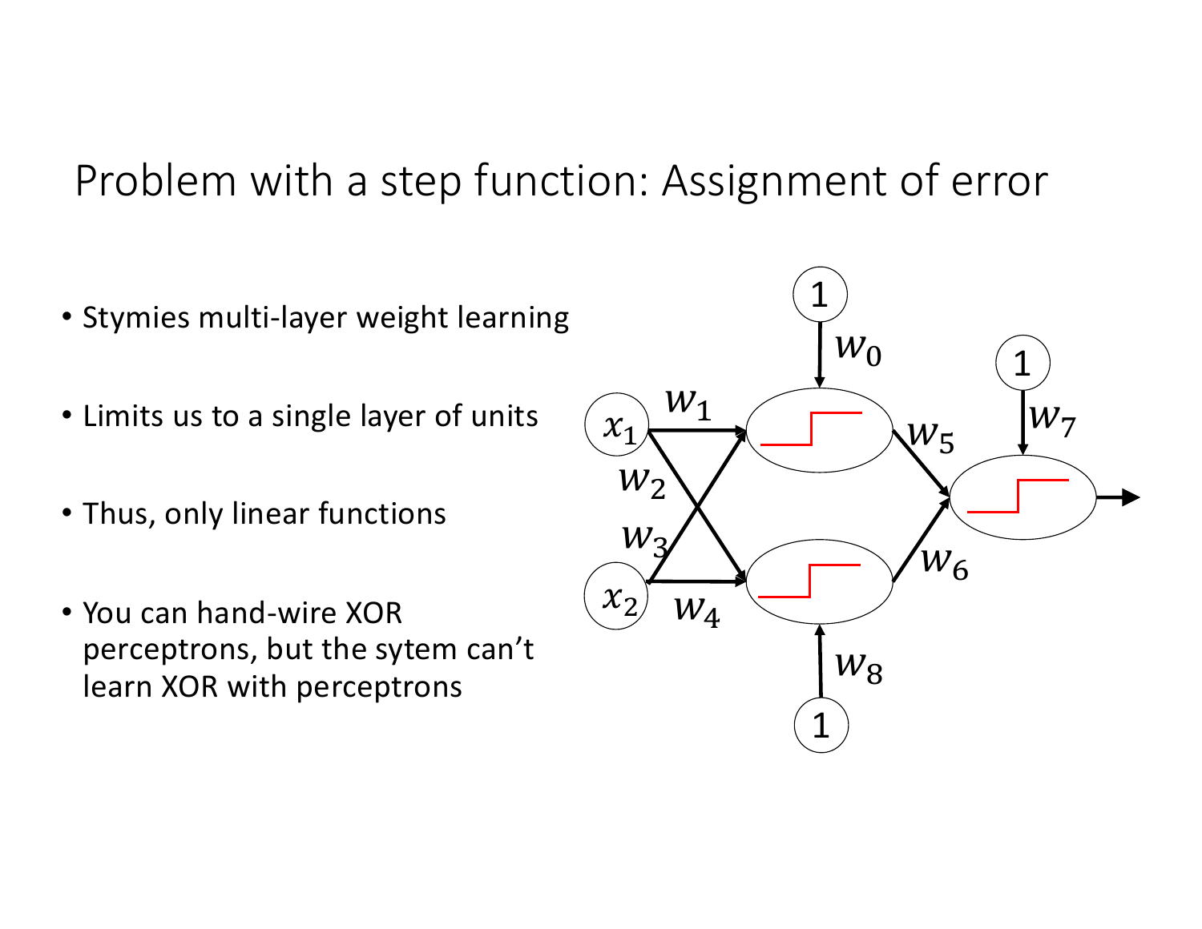# Problem with a step function: Assignment of error

- Stymies multi-layer weight learning
- Limits us to a single layer of units
- Thus, only linear functions
- You can hand-wire XOR perceptrons, but the sytem can't learn XOR with perceptrons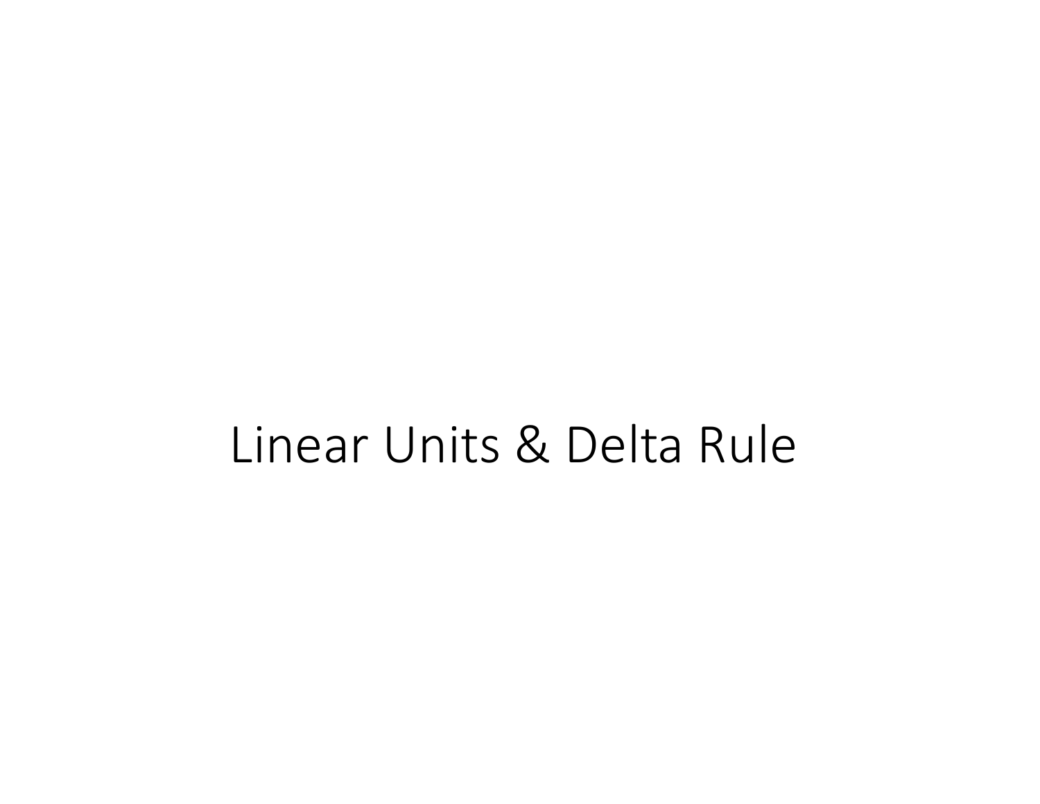# Linear Units & Delta Rule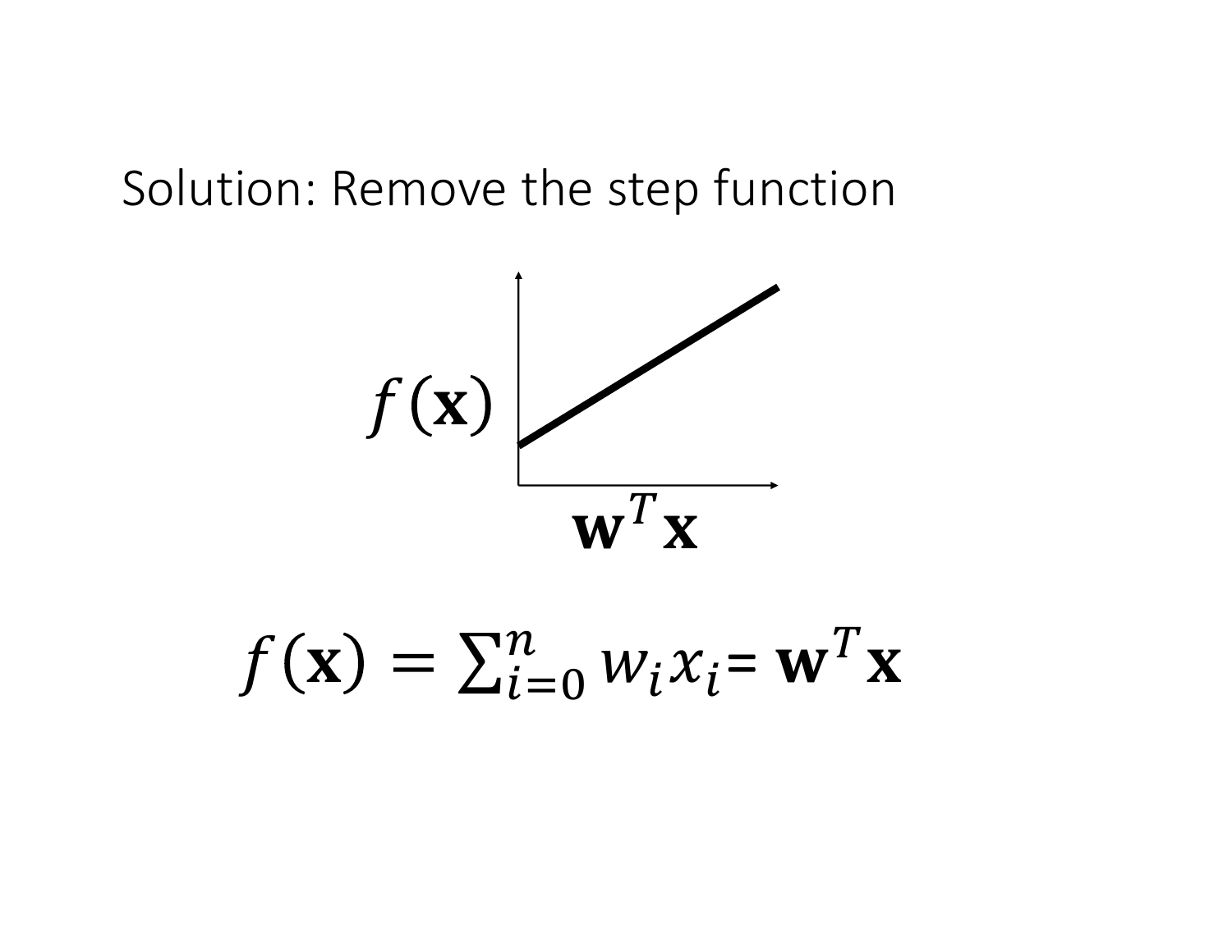Solution: Remove the step function

$f(\mathbf{x})$

$\mathbf{w}^T\mathbf{x}$

$$f(\mathbf{x}) = \sum_{i=0}^{n} w_i x_i = \mathbf{w}^T\mathbf{x}$$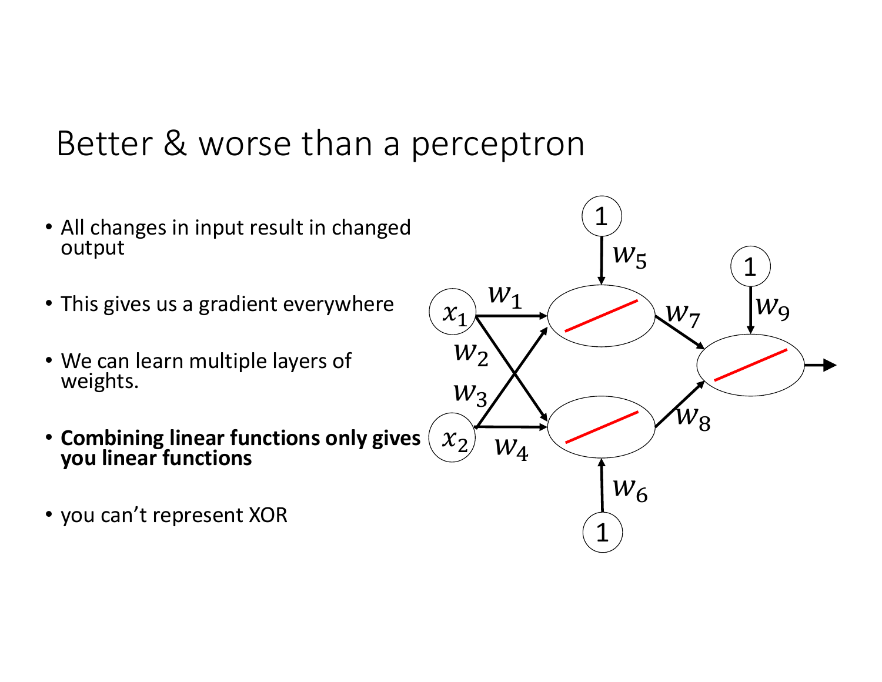# Better & worse than a perceptron

- All changes in input result in changed output
- This gives us a gradient everywhere
- We can learn multiple layers of weights.
- **Combining linear functions only gives you linear functions**
- you can't represent XOR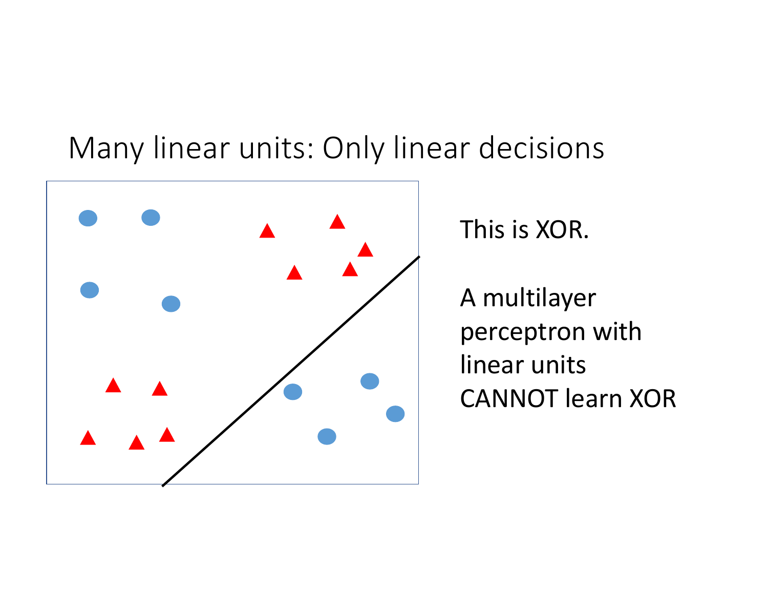# Many linear units: Only linear decisions

This is XOR.

A multilayer perceptron with linear units CANNOT learn XOR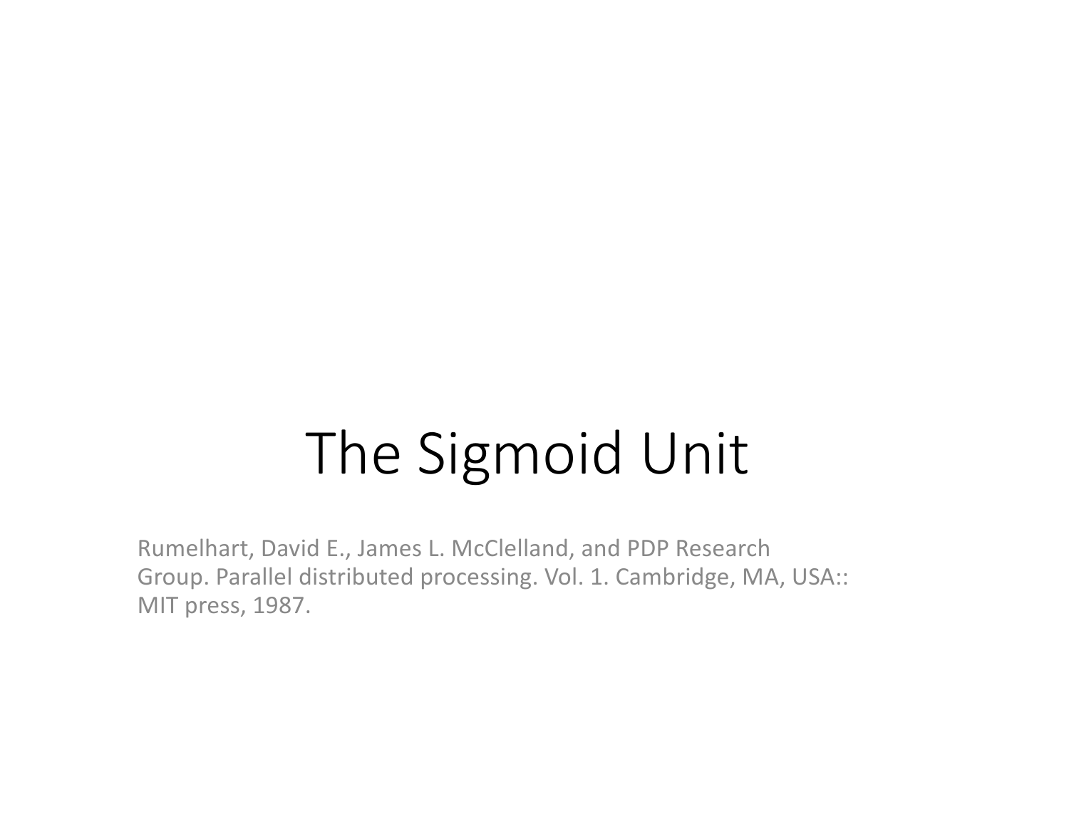# The Sigmoid Unit

Rumelhart, David E., James L. McClelland, and PDP Research Group. Parallel distributed processing. Vol. 1. Cambridge, MA, USA:: MIT press, 1987.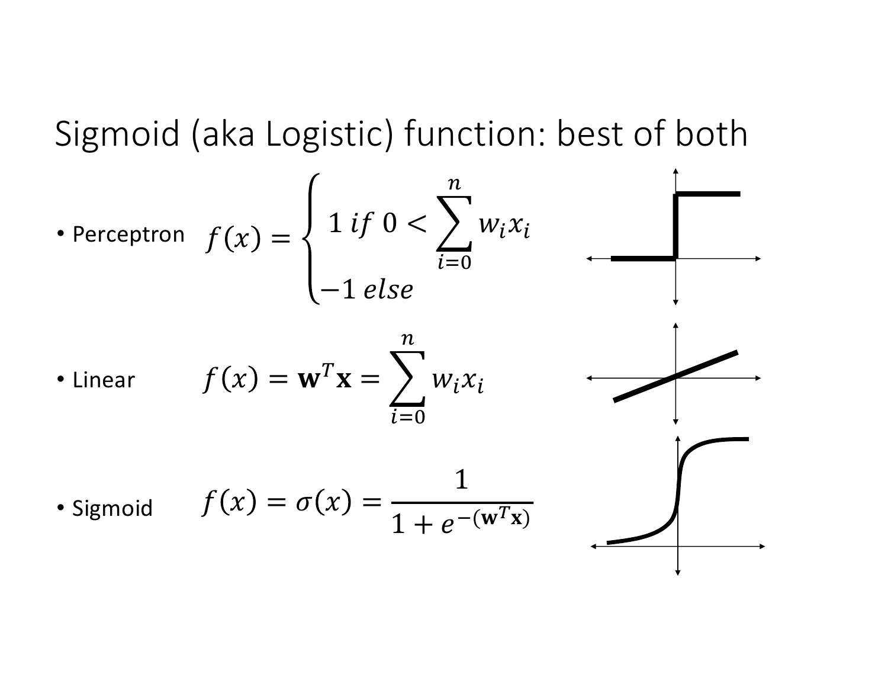# Sigmoid (aka Logistic) function: best of both

- Perceptron $f(x) = \begin{cases} 1 \; if \; 0 < \sum_{i=0}^{n} w_i x_i \\ -1 \; else \end{cases}$

- Linear $f(x) = \mathbf{w}^T \mathbf{x} = \sum_{i=0}^{n} w_i x_i$

- Sigmoid $f(x) = \sigma(x) = \frac{1}{1 + e^{-(\mathbf{w}^T \mathbf{x})}}$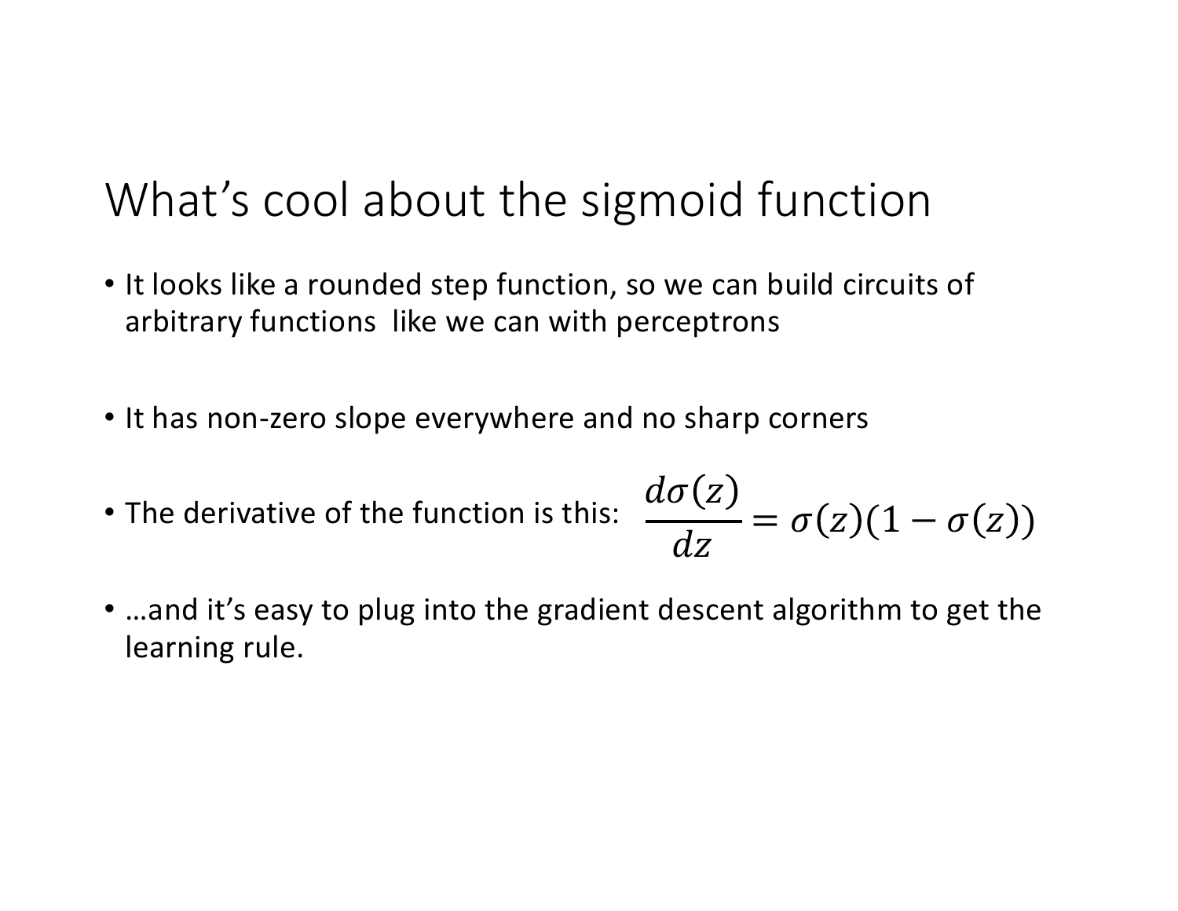# What's cool about the sigmoid function

- It looks like a rounded step function, so we can build circuits of arbitrary functions like we can with perceptrons

- It has non-zero slope everywhere and no sharp corners

- The derivative of the function is this: $\dfrac{d\sigma(z)}{dz} = \sigma(z)(1 - \sigma(z))$

- …and it's easy to plug into the gradient descent algorithm to get the learning rule.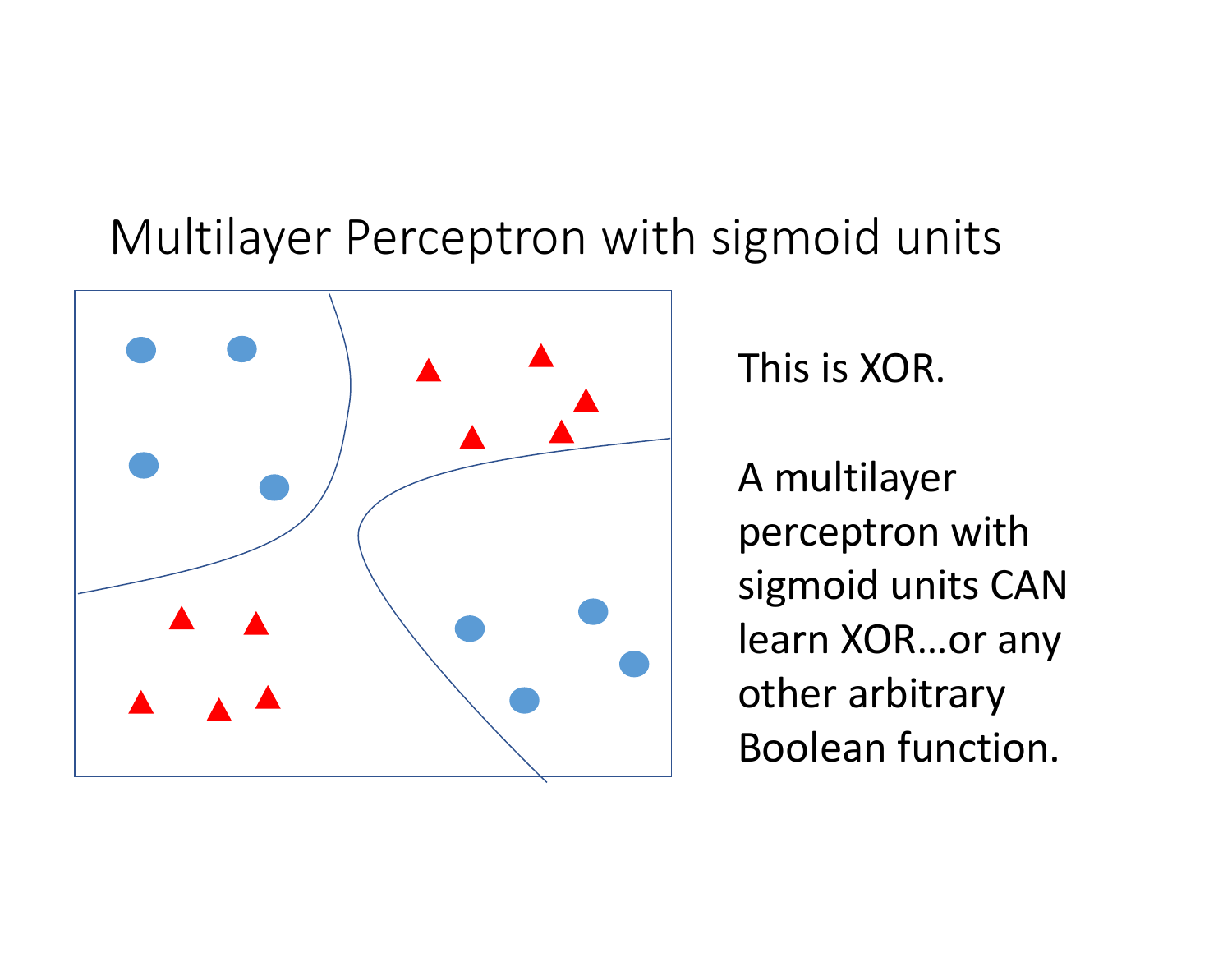# Multilayer Perceptron with sigmoid units

This is XOR.

A multilayer perceptron with sigmoid units CAN learn XOR…or any other arbitrary Boolean function.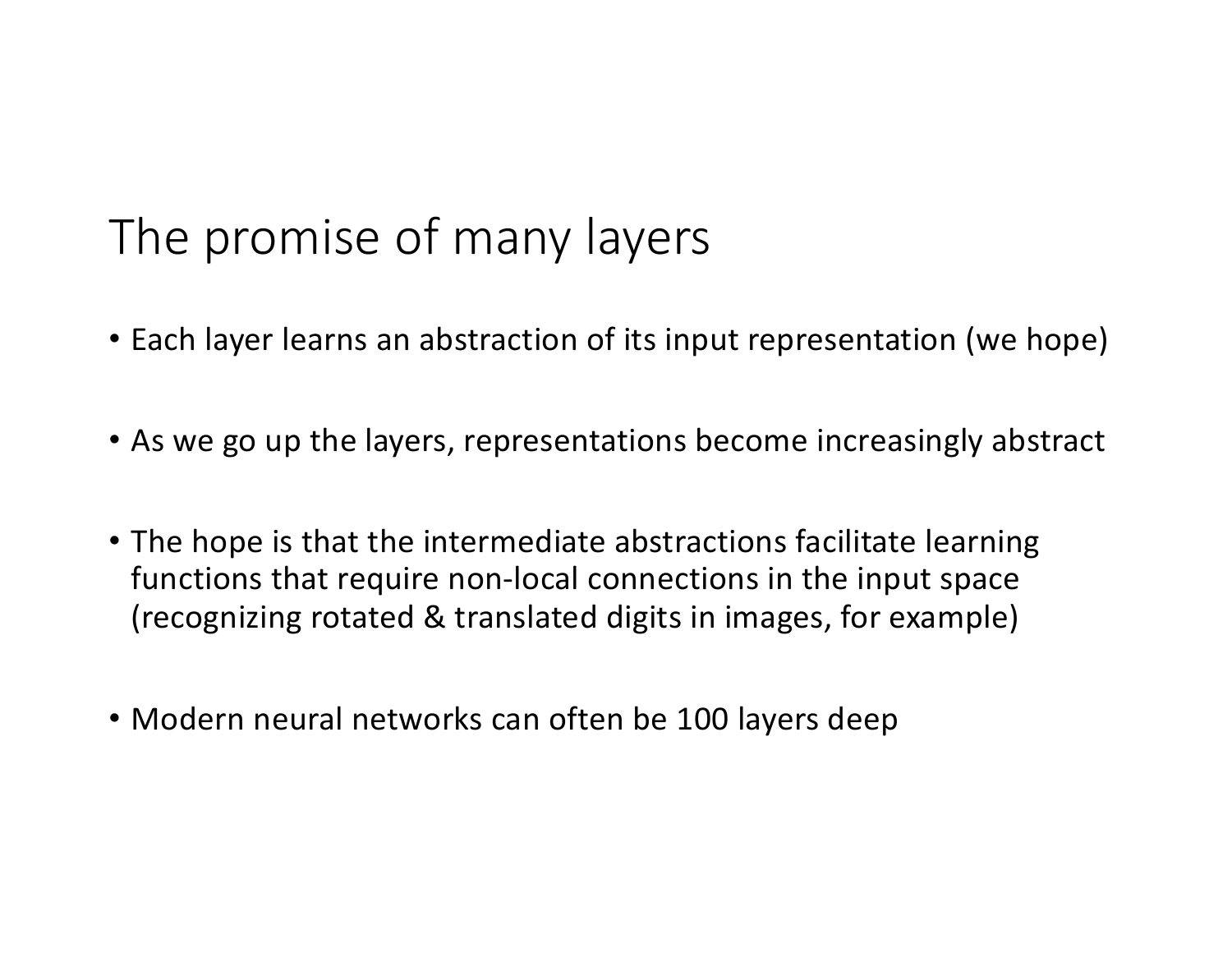# The promise of many layers

- Each layer learns an abstraction of its input representation (we hope)
- As we go up the layers, representations become increasingly abstract
- The hope is that the intermediate abstractions facilitate learning functions that require non-local connections in the input space (recognizing rotated & translated digits in images, for example)
- Modern neural networks can often be 100 layers deep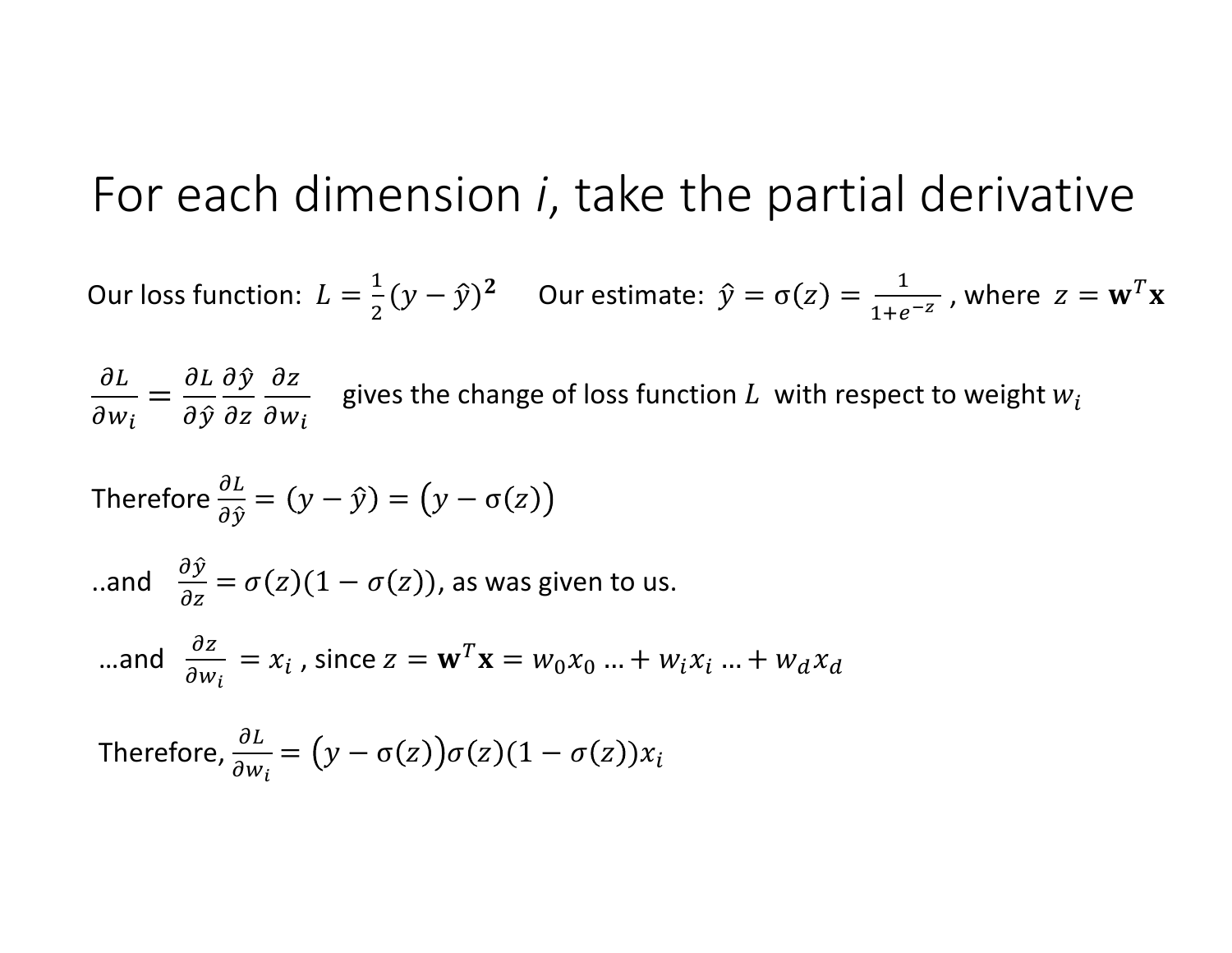# For each dimension *i*, take the partial derivative

Our loss function: $L = \frac{1}{2}(y - \hat{y})^{\mathbf{2}}$ Our estimate: $\hat{y} = \sigma(z) = \frac{1}{1+e^{-z}}$ , where $z = \mathbf{w}^T\mathbf{x}$

$\frac{\partial L}{\partial w_i} = \frac{\partial L}{\partial \hat{y}} \frac{\partial \hat{y}}{\partial z} \frac{\partial z}{\partial w_i}$ gives the change of loss function $L$ with respect to weight $w_i$

Therefore $\frac{\partial L}{\partial \hat{y}} = (y - \hat{y}) = \big(y - \sigma(z)\big)$

..and $\frac{\partial \hat{y}}{\partial z} = \sigma(z)(1 - \sigma(z))$, as was given to us.

…and $\frac{\partial z}{\partial w_i} = x_i$ , since $z = \mathbf{w}^T\mathbf{x} = w_0 x_0 \ldots + w_i x_i \ldots + w_d x_d$

Therefore, $\frac{\partial L}{\partial w_i} = \big(y - \sigma(z)\big)\sigma(z)(1 - \sigma(z))x_i$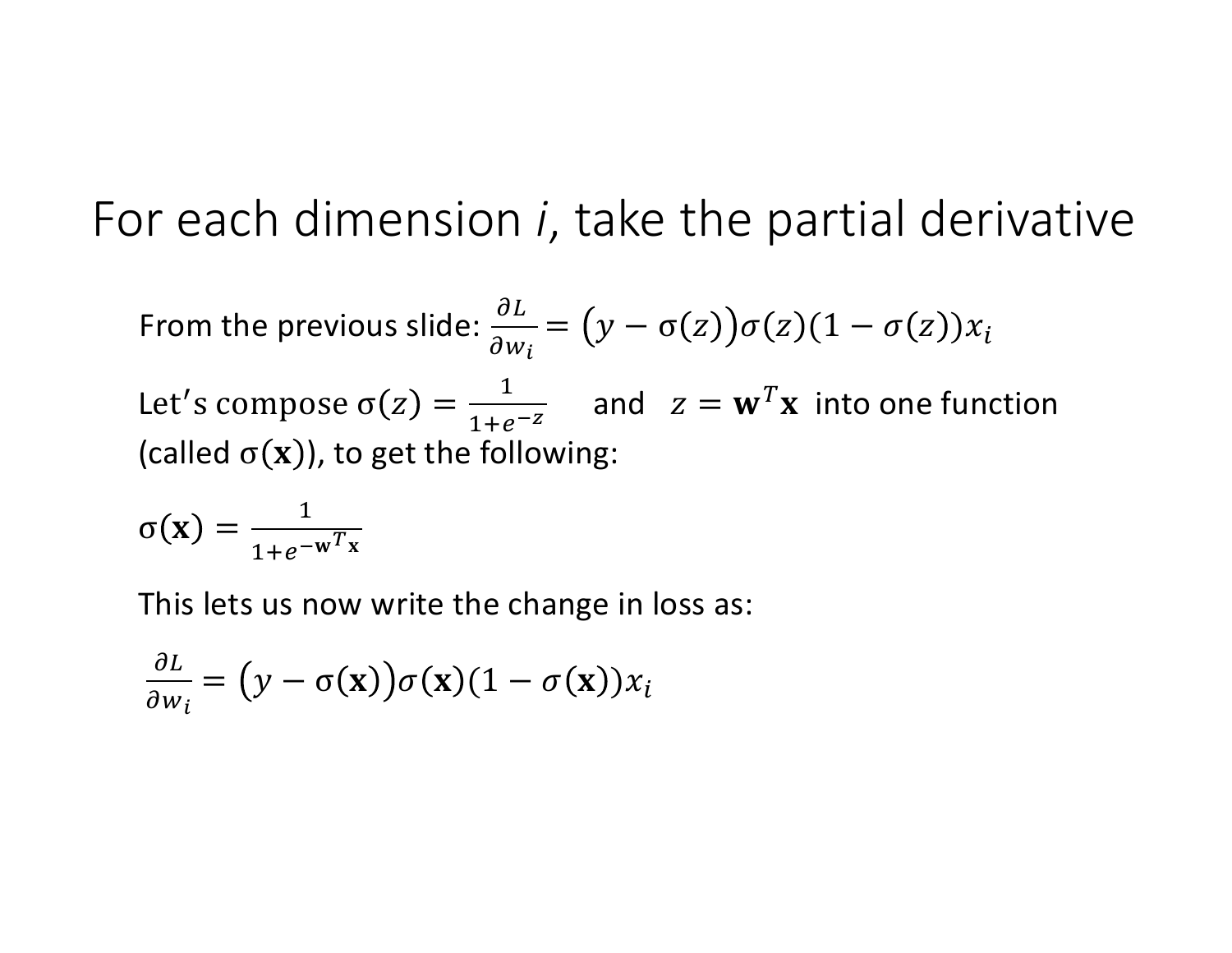# For each dimension *i*, take the partial derivative

From the previous slide: $\frac{\partial L}{\partial w_i} = \big(y - \sigma(z)\big)\sigma(z)(1 - \sigma(z))x_i$

$\text{Let's compose } \sigma(z) = \frac{1}{1+e^{-z}}$ and $z = \mathbf{w}^T\mathbf{x}$ into one function (called $\sigma(\mathbf{x})$), to get the following:

$\sigma(\mathbf{x}) = \frac{1}{1+e^{-\mathbf{w}^T\mathbf{x}}}$

This lets us now write the change in loss as:

$\frac{\partial L}{\partial w_i} = \big(y - \sigma(\mathbf{x})\big)\sigma(\mathbf{x})(1 - \sigma(\mathbf{x}))x_i$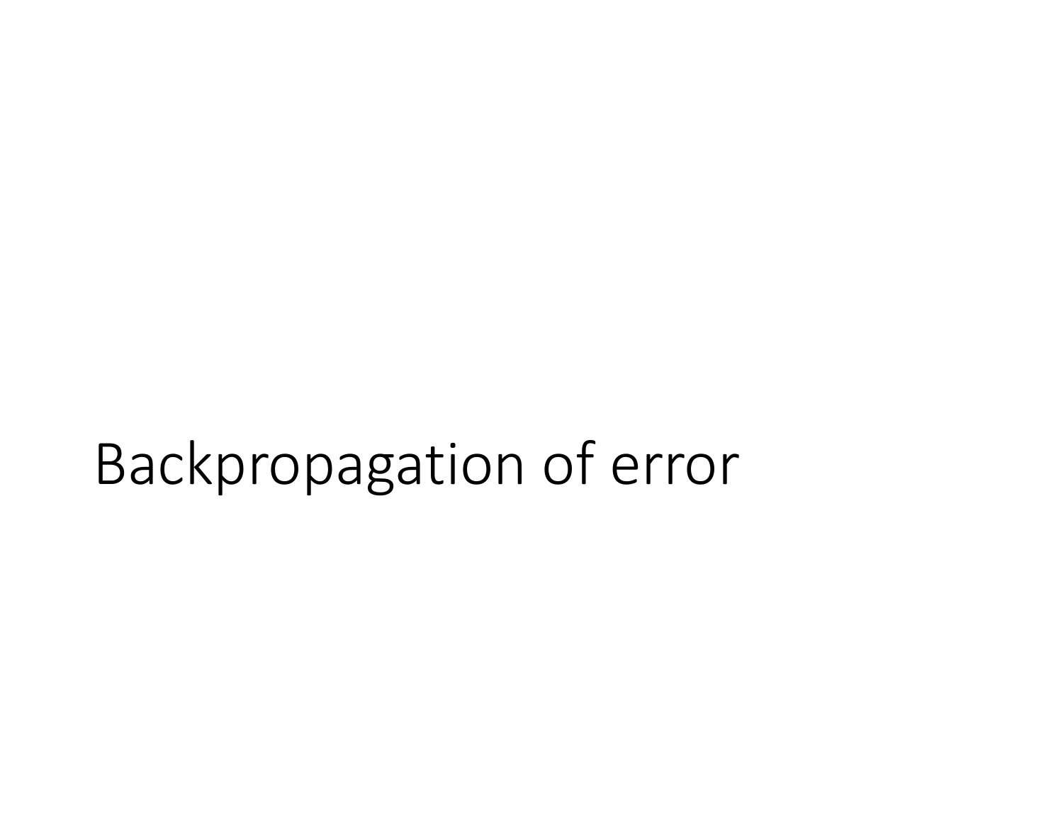# Backpropagation of error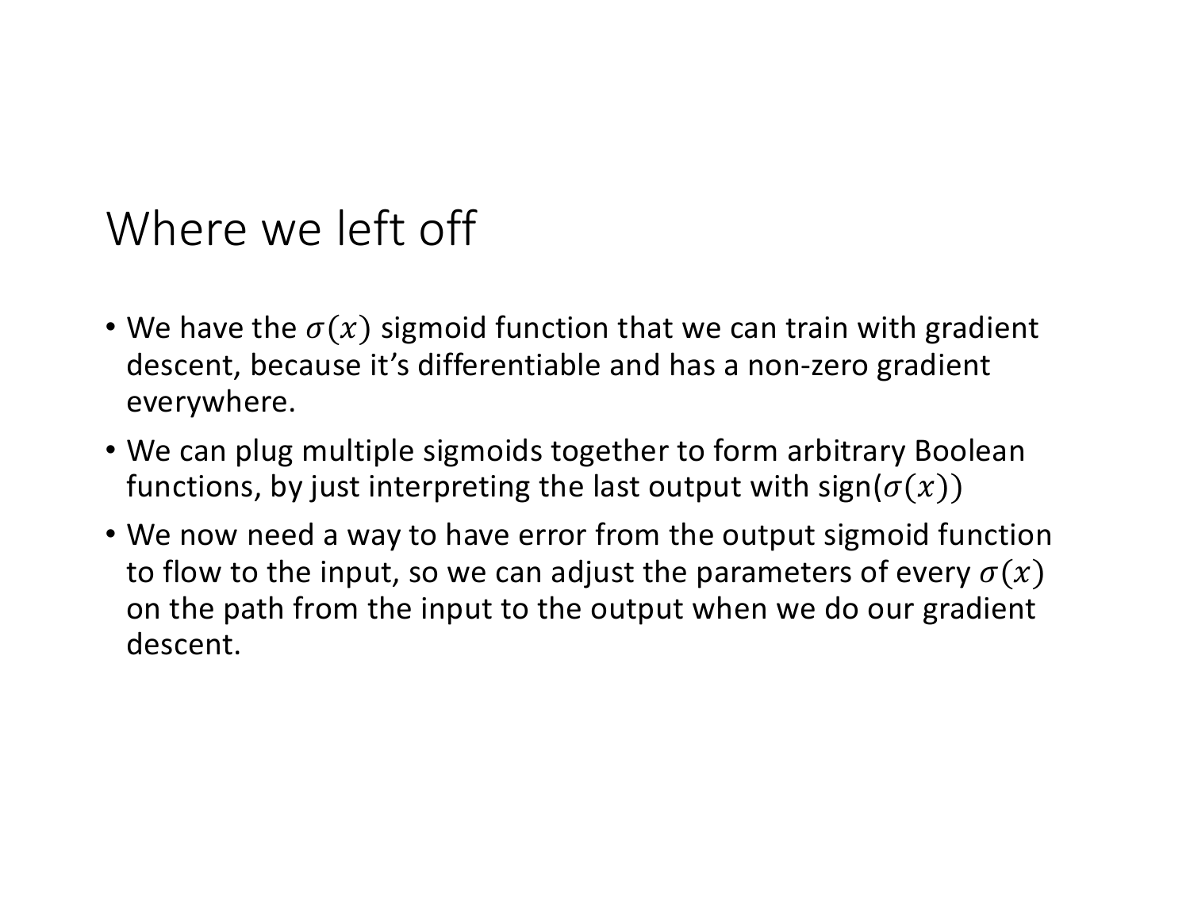# Where we left off

- We have the $\sigma(x)$ sigmoid function that we can train with gradient descent, because it's differentiable and has a non-zero gradient everywhere.
- We can plug multiple sigmoids together to form arbitrary Boolean functions, by just interpreting the last output with sign($\sigma(x)$)
- We now need a way to have error from the output sigmoid function to flow to the input, so we can adjust the parameters of every $\sigma(x)$ on the path from the input to the output when we do our gradient descent.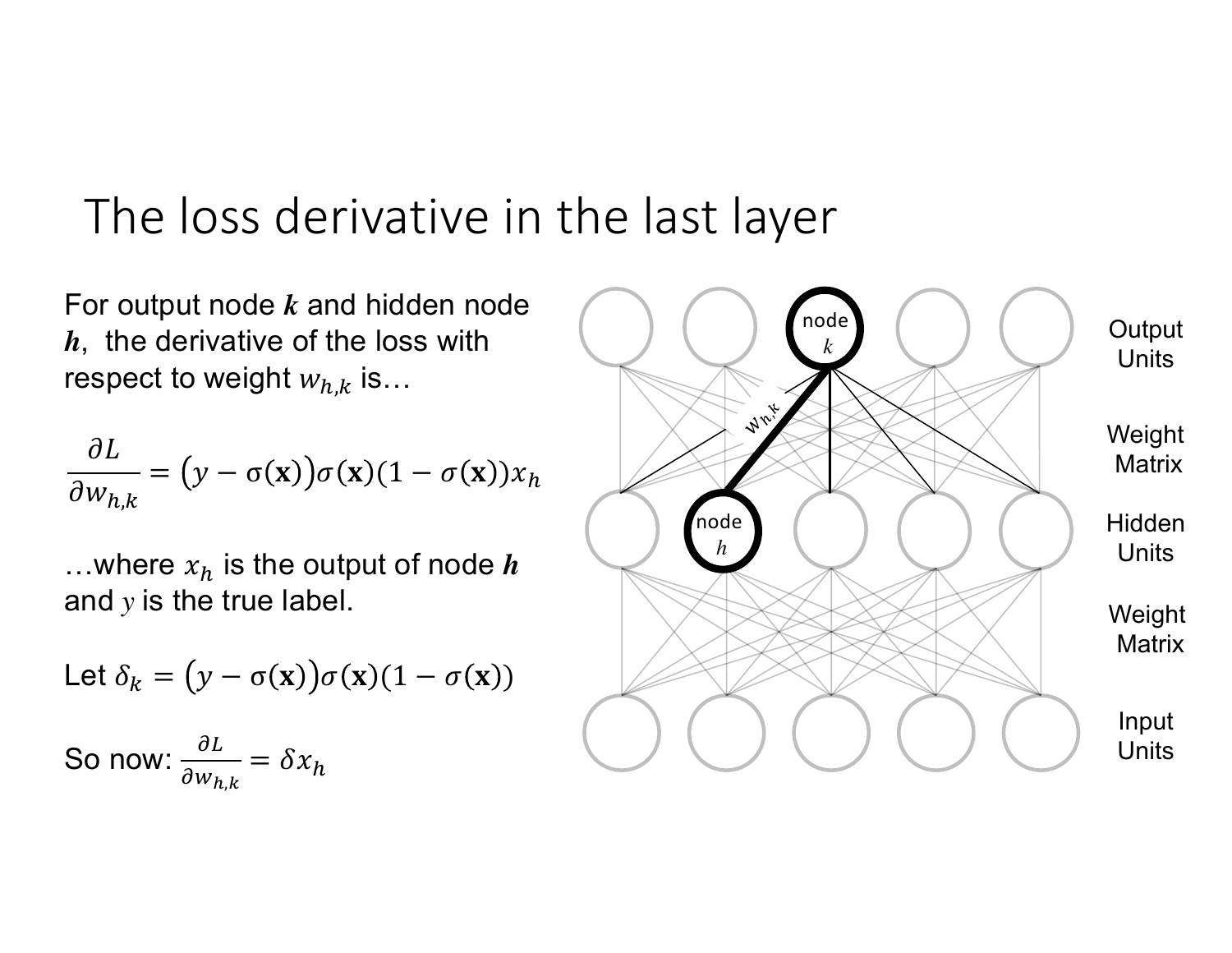# The loss derivative in the last layer

For output node ***k*** and hidden node ***h***, the derivative of the loss with respect to weight $w_{h,k}$ is…

$$\frac{\partial L}{\partial w_{h,k}} = \big(y - \sigma(\mathbf{x})\big)\sigma(\mathbf{x})(1 - \sigma(\mathbf{x}))x_h$$

…where $x_h$ is the output of node ***h*** and $y$ is the true label.

Let $\delta_k = \big(y - \sigma(\mathbf{x})\big)\sigma(\mathbf{x})(1 - \sigma(\mathbf{x}))$

So now: $\frac{\partial L}{\partial w_{h,k}} = \delta x_h$

Output Units

Weight Matrix

Hidden Units

Weight Matrix

Input Units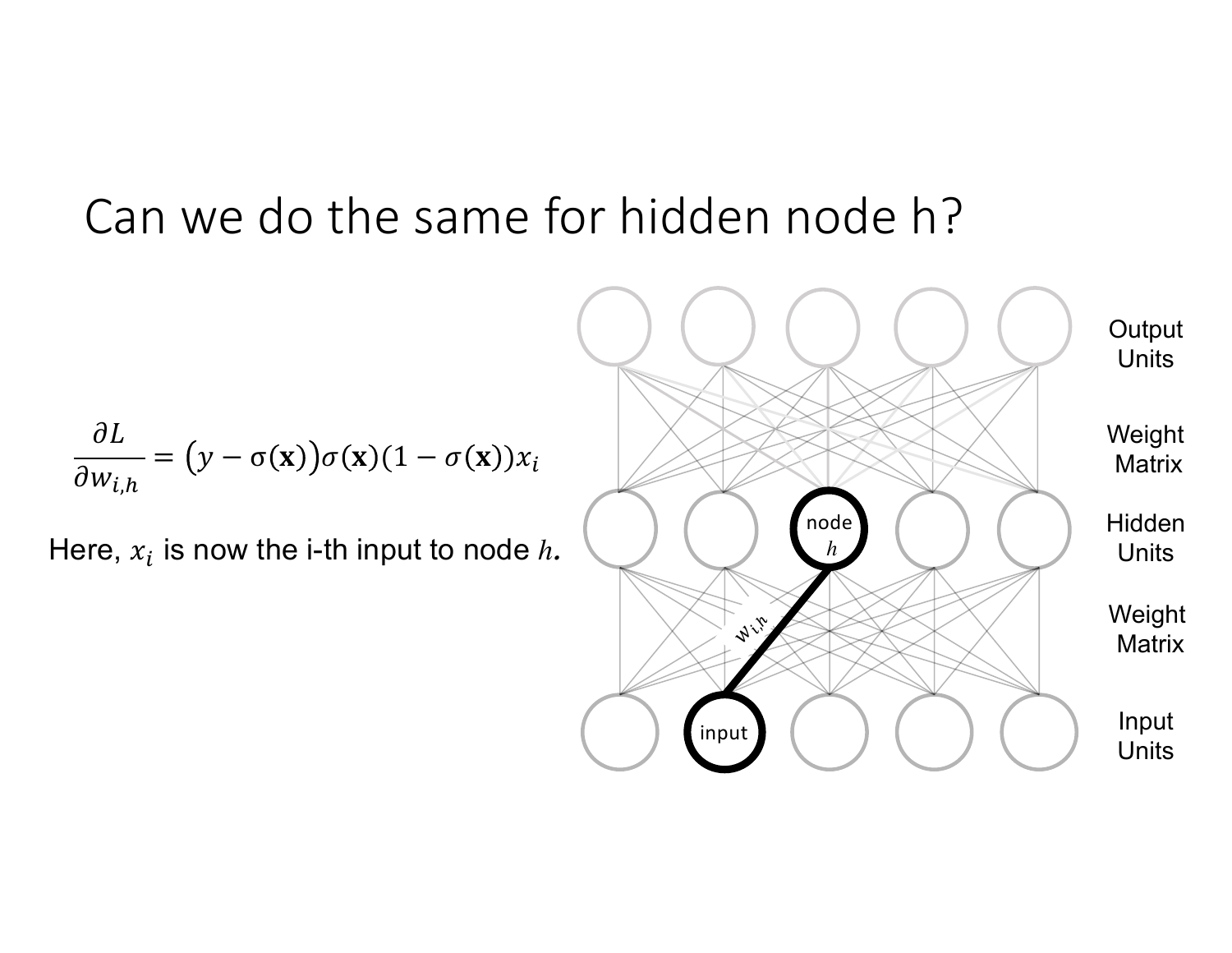# Can we do the same for hidden node h?

$$\frac{\partial L}{\partial w_{i,h}} = \left(y - \sigma(\mathbf{x})\right)\sigma(\mathbf{x})(1 - \sigma(\mathbf{x}))x_i$$

Here, $x_i$ is now the i-th input to node $h$.

Output Units

Weight Matrix

Hidden Units

node $h$

$w_{i,h}$

Weight Matrix

input

Input Units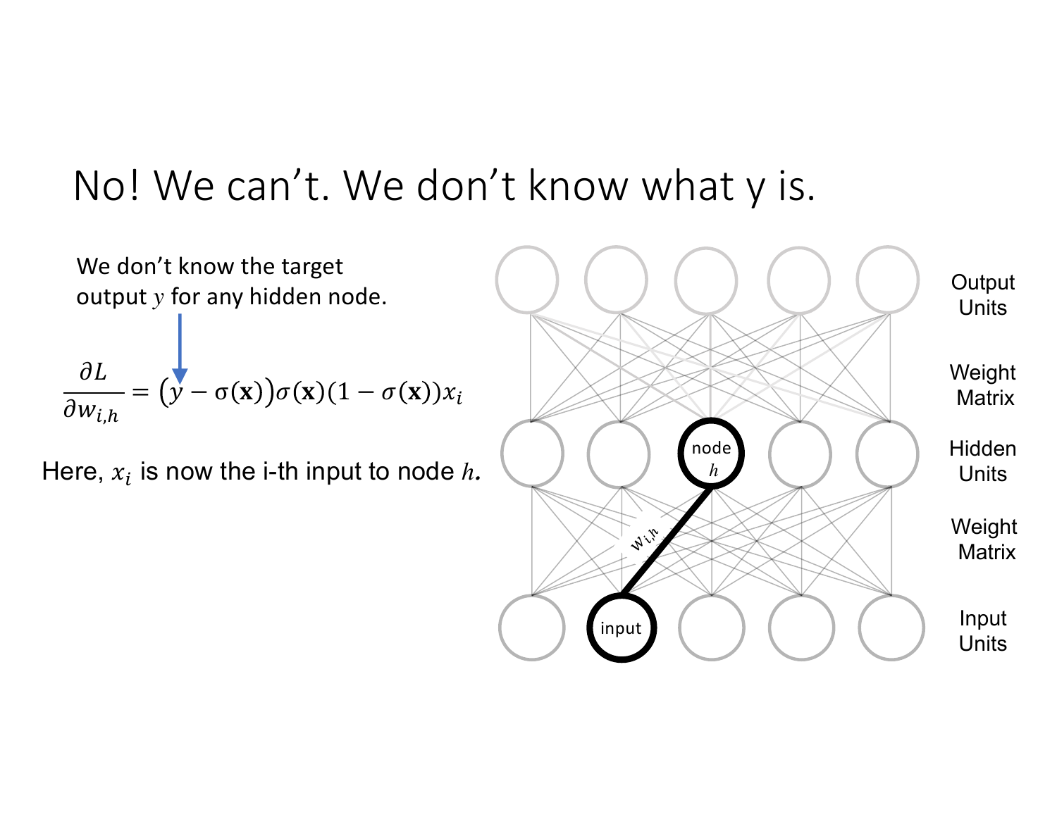# No! We can't. We don't know what y is.

We don't know the target output $y$ for any hidden node.

$$\frac{\partial L}{\partial w_{i,h}} = \big(y - \sigma(\mathbf{x})\big)\sigma(\mathbf{x})(1 - \sigma(\mathbf{x}))x_i$$

Here, $x_i$ is now the i-th input to node $h$.

Output Units

Weight Matrix

Hidden Units

Weight Matrix

Input Units

node $h$

$w_{i,h}$

input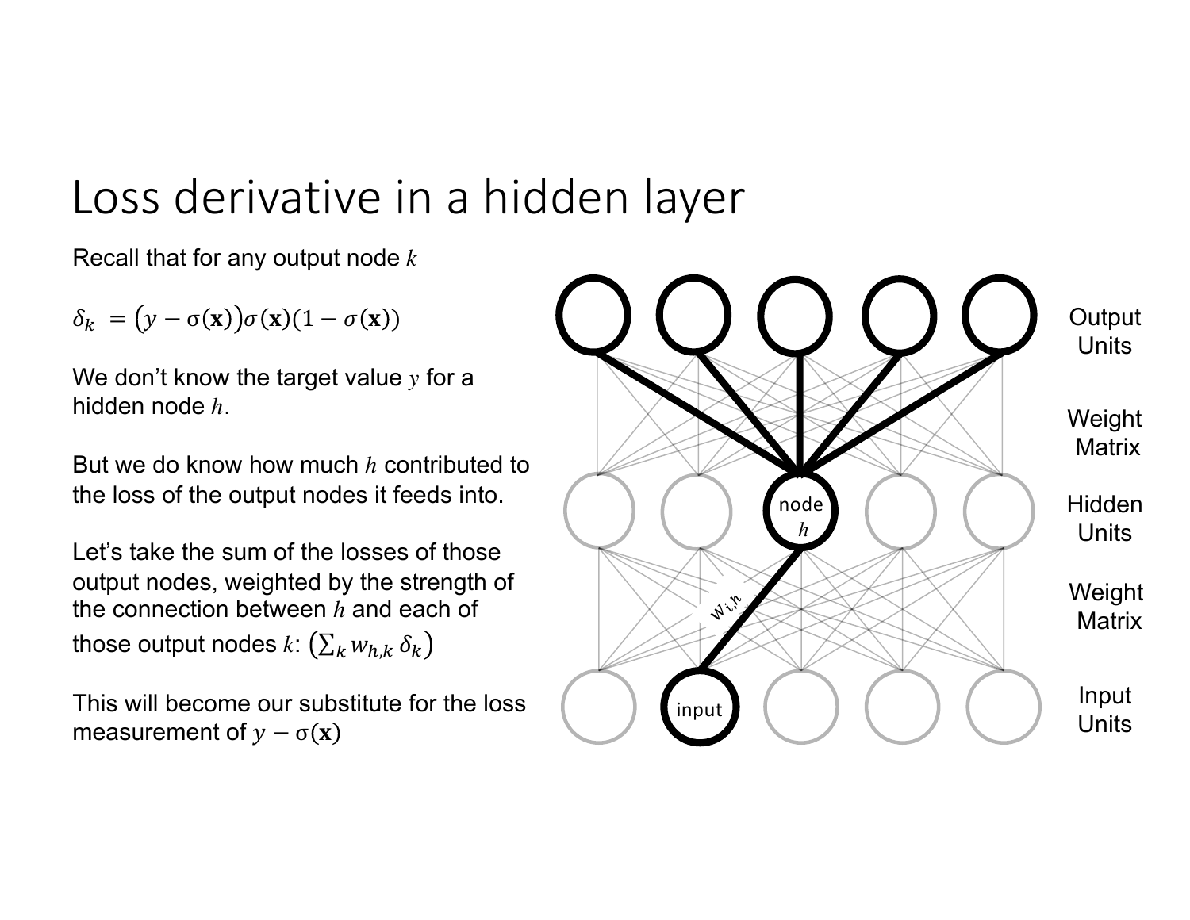# Loss derivative in a hidden layer

Recall that for any output node $k$

$\delta_k = (y - \sigma(\mathbf{x}))\sigma(\mathbf{x})(1 - \sigma(\mathbf{x}))$

We don't know the target value $y$ for a hidden node $h$.

But we do know how much $h$ contributed to the loss of the output nodes it feeds into.

Let's take the sum of the losses of those output nodes, weighted by the strength of the connection between $h$ and each of those output nodes $k$: $\left(\sum_k w_{h,k}\, \delta_k\right)$

This will become our substitute for the loss measurement of $y - \sigma(\mathbf{x})$

Output Units

Weight Matrix

Hidden Units

node $h$

$w_{i,h}$

Weight Matrix

Input Units

input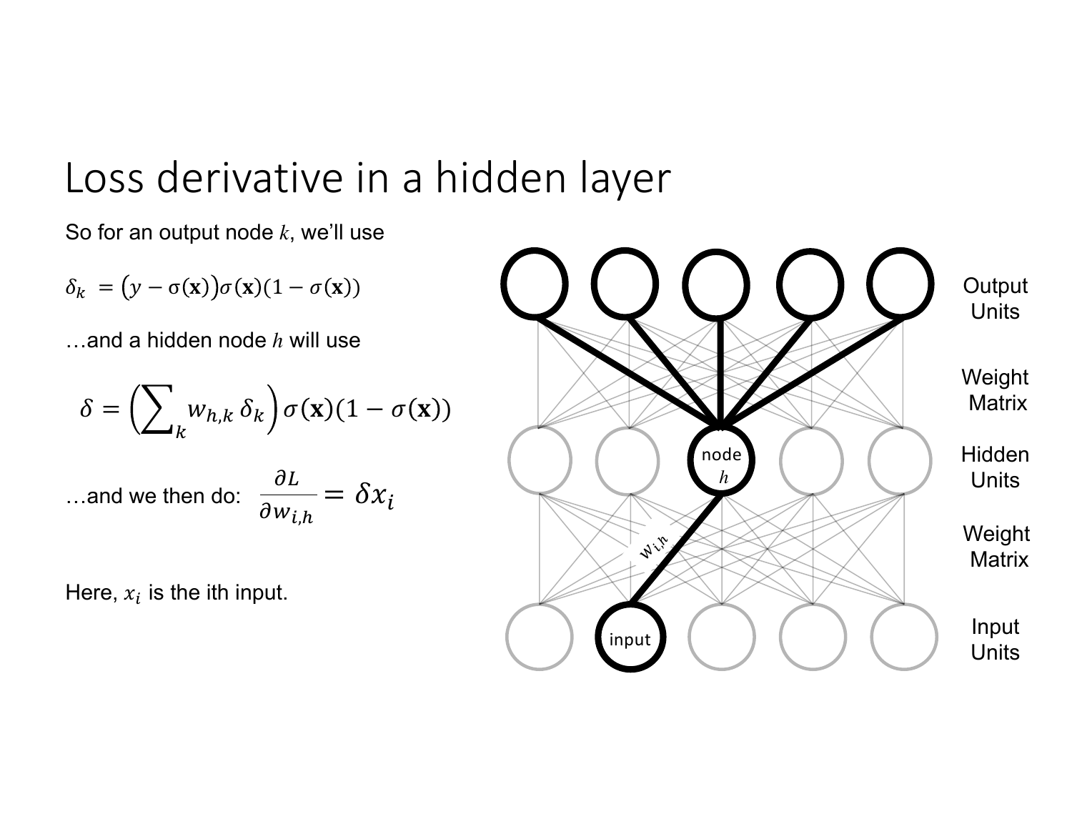# Loss derivative in a hidden layer

So for an output node $k$, we'll use

$$\delta_k = \big(y - \sigma(\mathbf{x})\big)\sigma(\mathbf{x})(1 - \sigma(\mathbf{x}))$$

…and a hidden node $h$ will use

$$\delta = \left(\sum_k w_{h,k}\,\delta_k\right)\sigma(\mathbf{x})(1 - \sigma(\mathbf{x}))$$

…and we then do: $\dfrac{\partial L}{\partial w_{i,h}} = \delta x_i$

Here, $x_i$ is the ith input.

Output Units

Weight Matrix

Hidden Units

node $h$

$w_{i,h}$

Weight Matrix

input

Input Units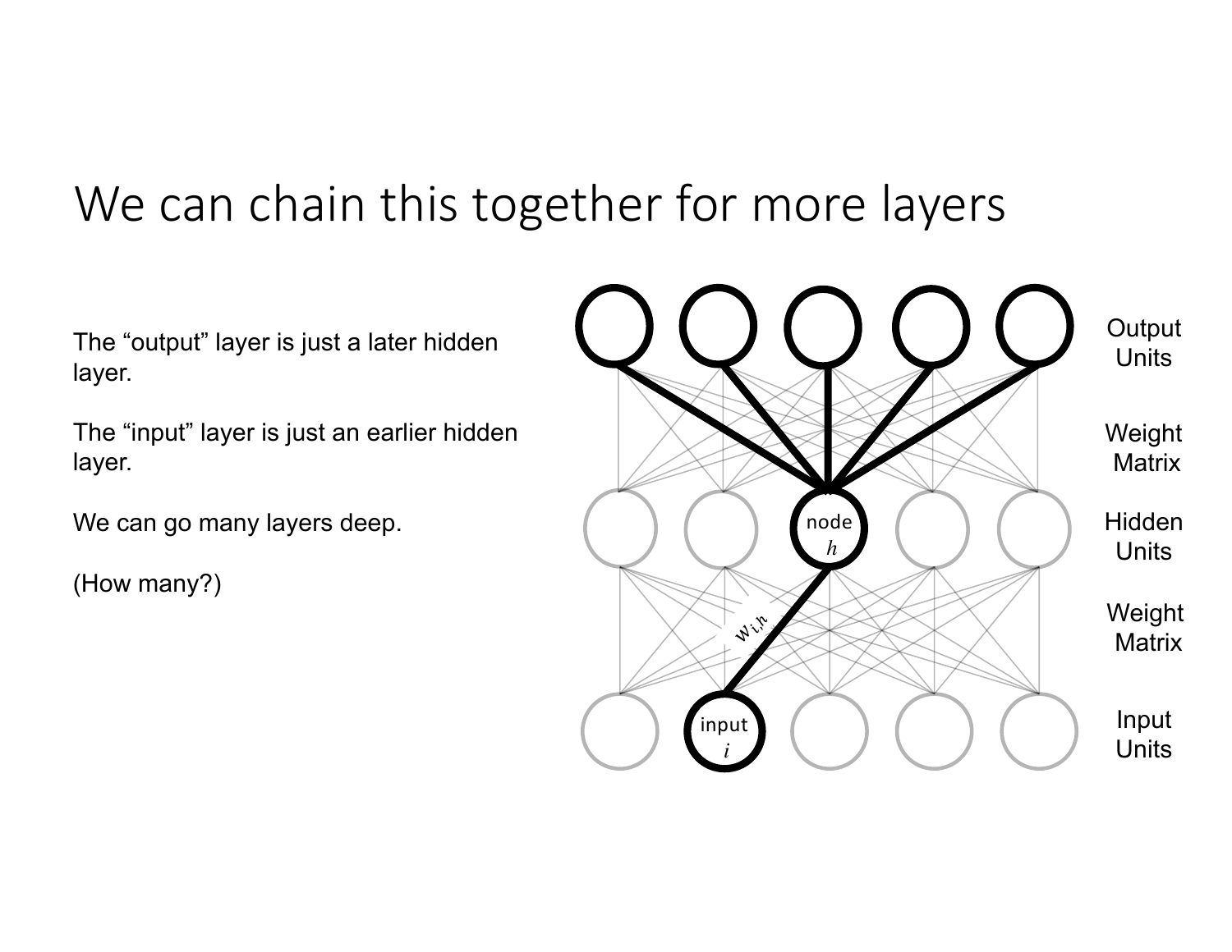# We can chain this together for more layers

The "output" layer is just a later hidden layer.

The "input" layer is just an earlier hidden layer.

We can go many layers deep.

(How many?)

Output Units

Weight Matrix

Hidden Units

node $h$

Weight Matrix

$w_{i,h}$

Input Units

input $i$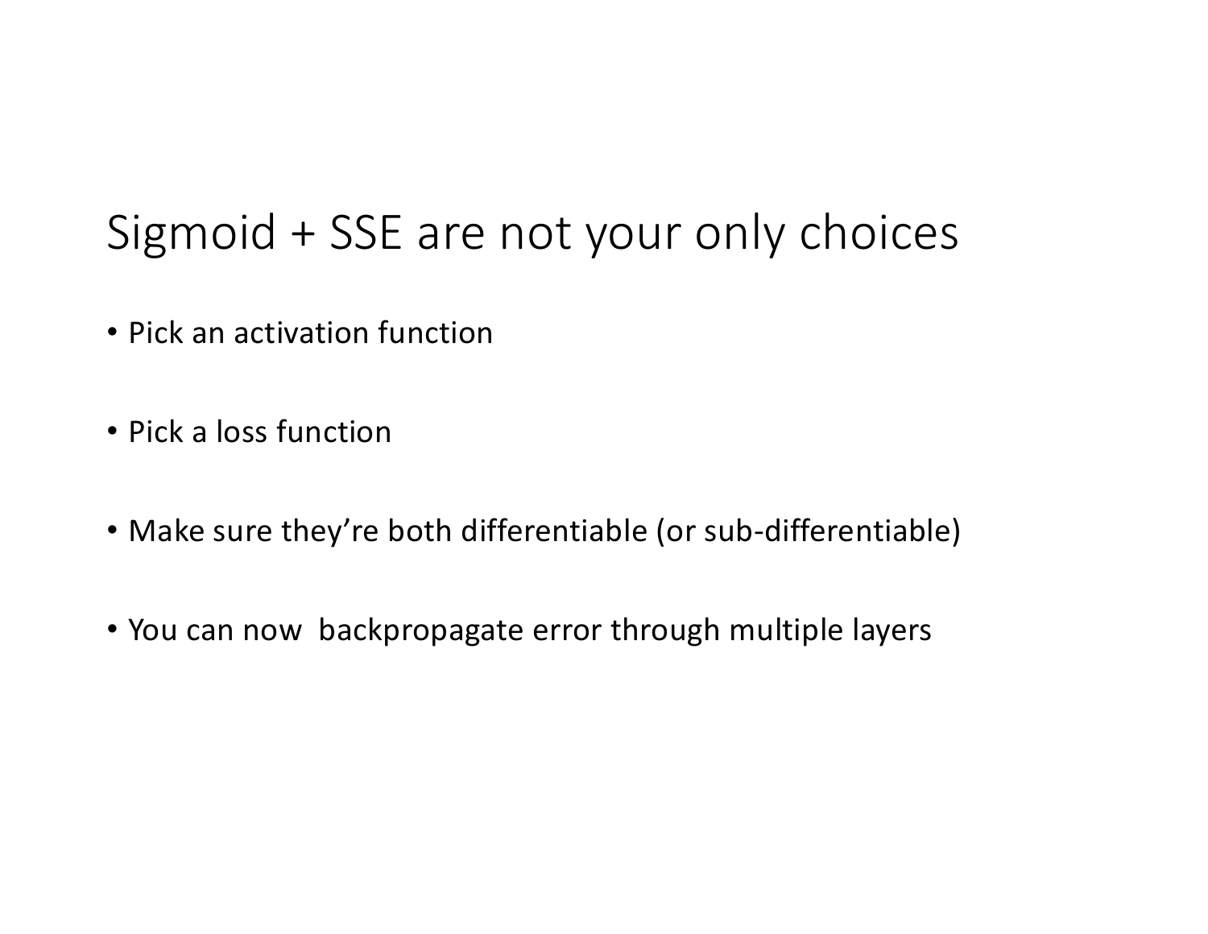# Sigmoid + SSE are not your only choices

- Pick an activation function
- Pick a loss function
- Make sure they're both differentiable (or sub-differentiable)
- You can now backpropagate error through multiple layers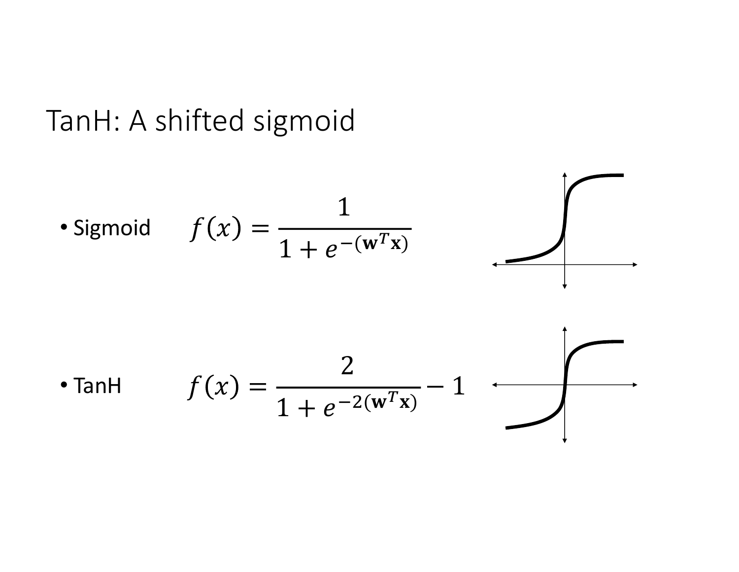# TanH: A shifted sigmoid

- Sigmoid $$f(x) = \frac{1}{1 + e^{-(\mathbf{w}^T\mathbf{x})}}$$

- TanH $$f(x) = \frac{2}{1 + e^{-2(\mathbf{w}^T\mathbf{x})}} - 1$$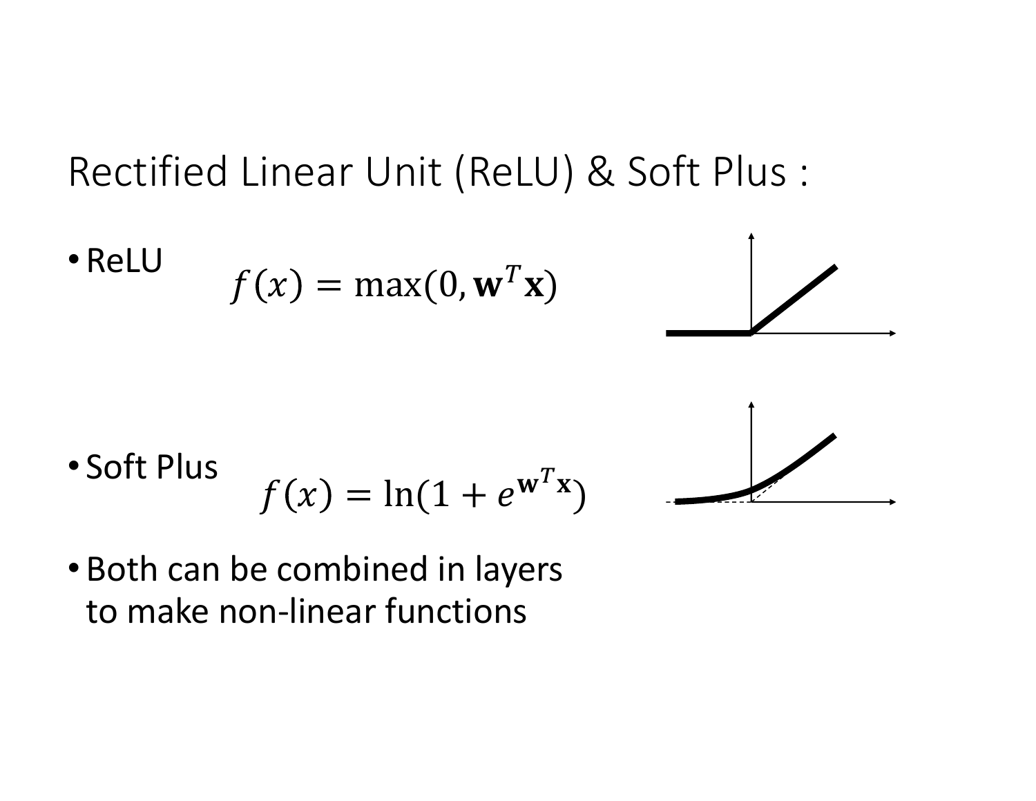# Rectified Linear Unit (ReLU) & Soft Plus :

- ReLU

$$f(x) = \max(0, \mathbf{w}^T \mathbf{x})$$

- Soft Plus

$$f(x) = \ln(1 + e^{\mathbf{w}^T \mathbf{x}})$$

- Both can be combined in layers to make non-linear functions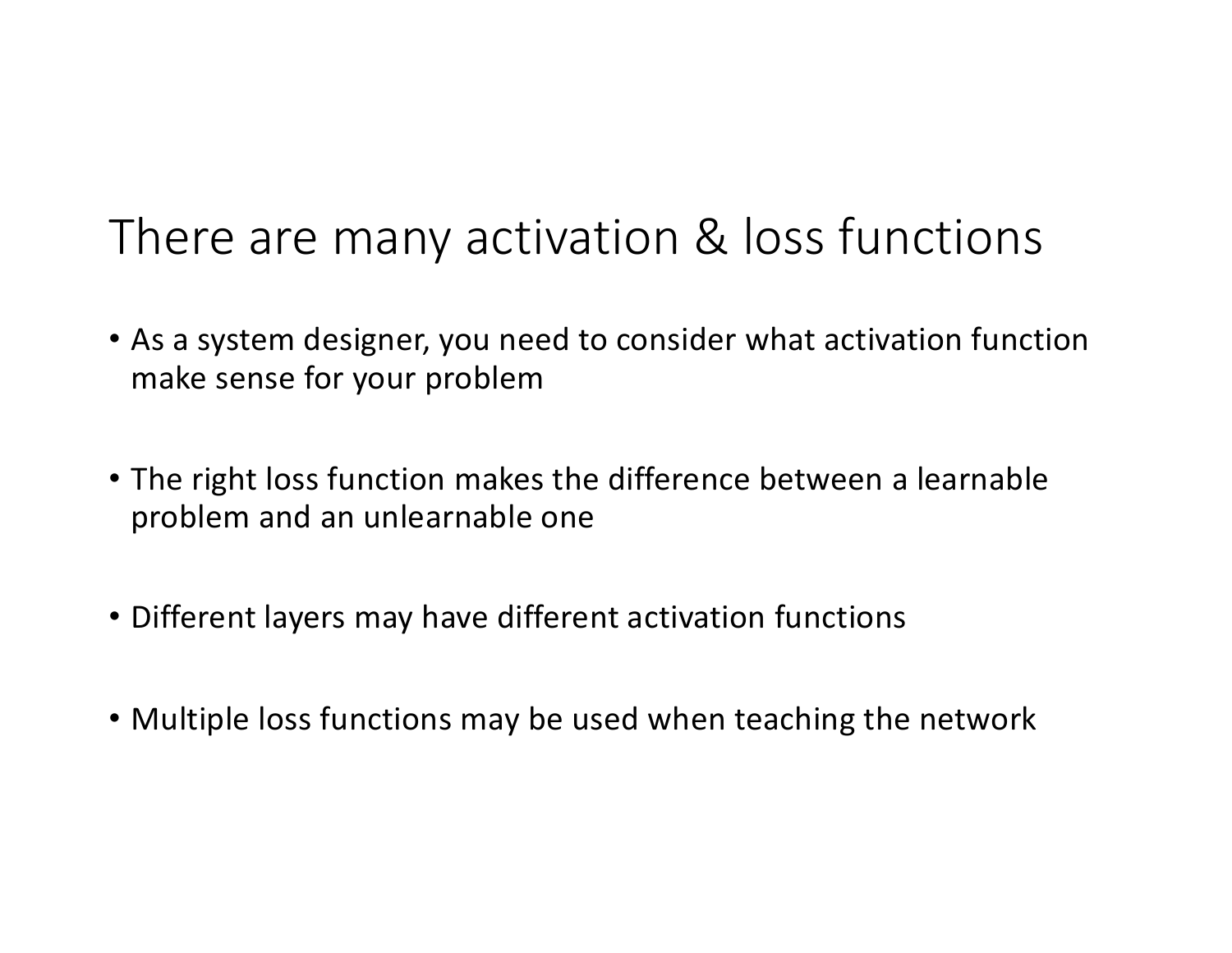# There are many activation & loss functions

- As a system designer, you need to consider what activation function make sense for your problem
- The right loss function makes the difference between a learnable problem and an unlearnable one
- Different layers may have different activation functions
- Multiple loss functions may be used when teaching the network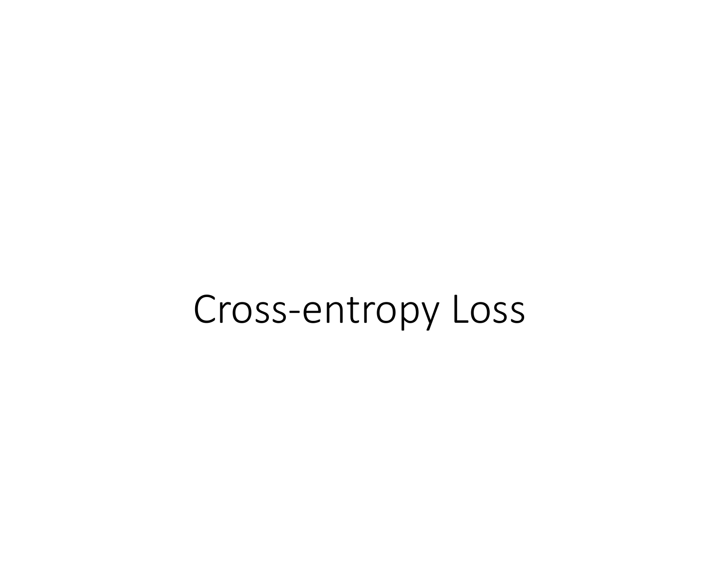# Cross-entropy Loss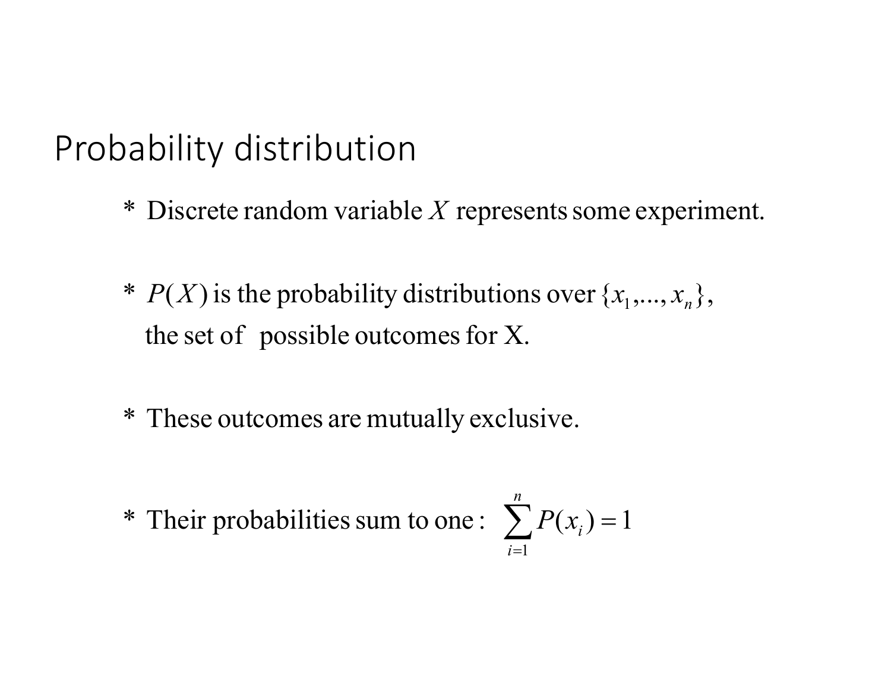# Probability distribution

* Discrete random variable $X$ represents some experiment.

* $P(X)$ is the probability distributions over $\{x_1,...,x_n\}$, the set of possible outcomes for X.

* These outcomes are mutually exclusive.

* Their probabilities sum to one : $\sum_{i=1}^{n} P(x_i) = 1$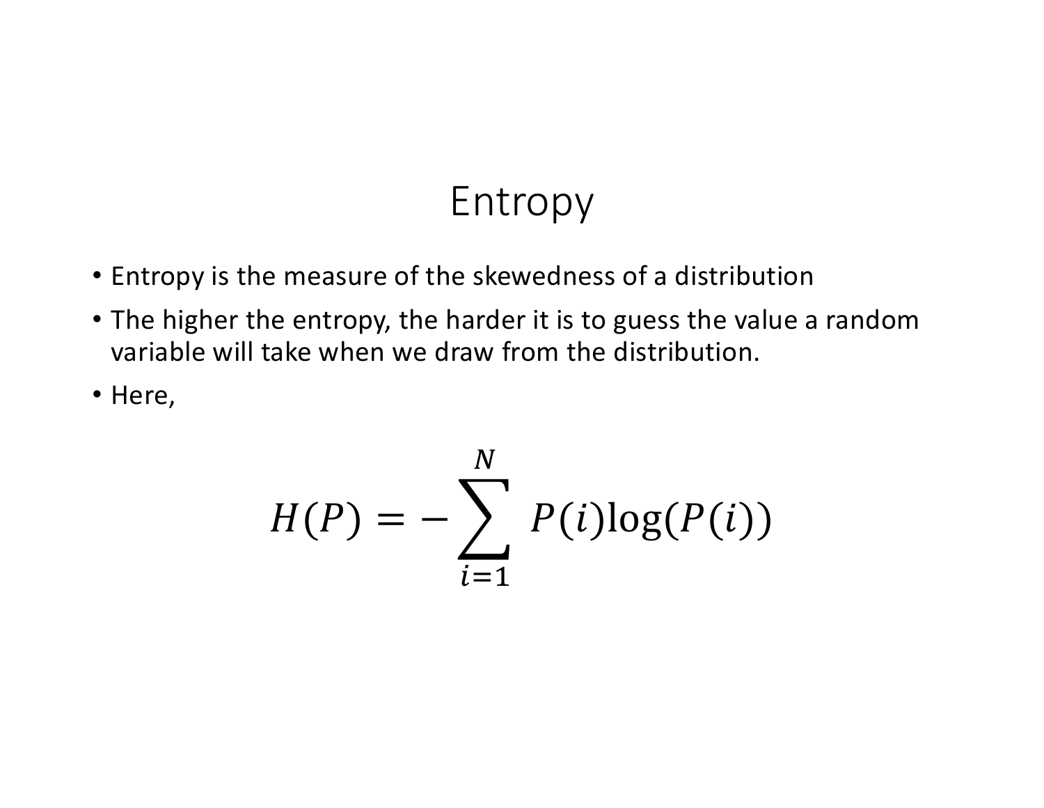# Entropy

- Entropy is the measure of the skewedness of a distribution
- The higher the entropy, the harder it is to guess the value a random variable will take when we draw from the distribution.
- Here,

$$H(P) = -\sum_{i=1}^{N} P(i)\log(P(i))$$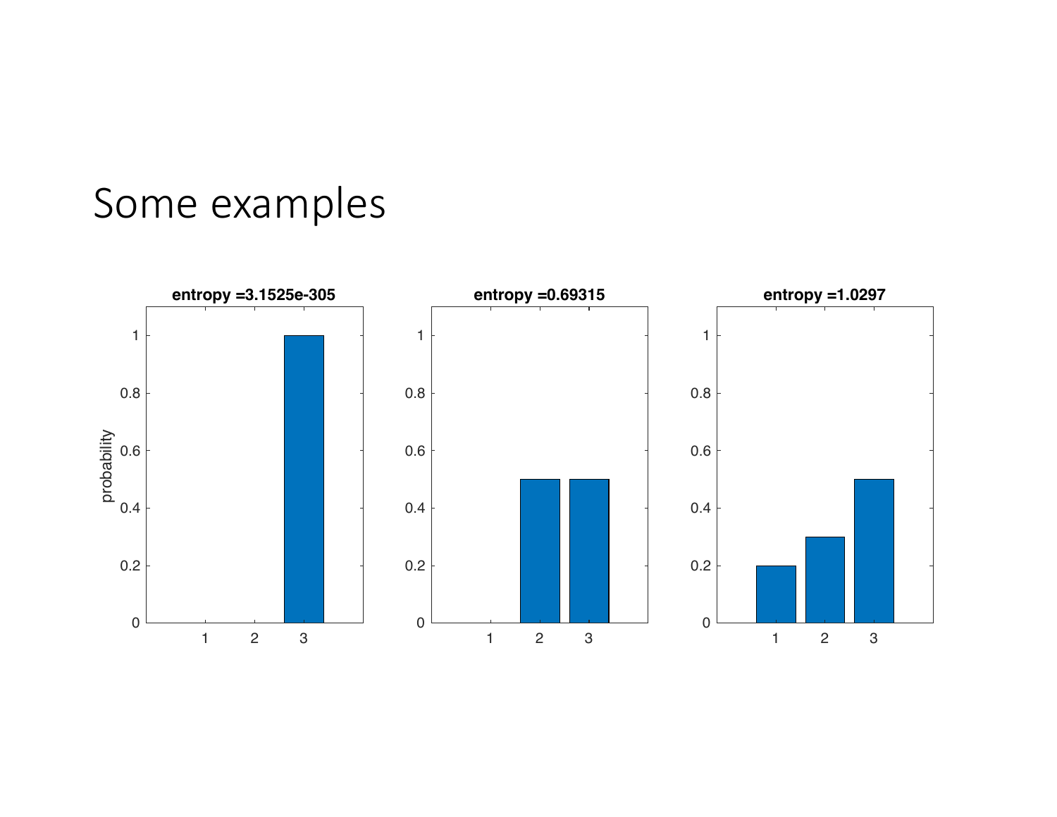# Some examples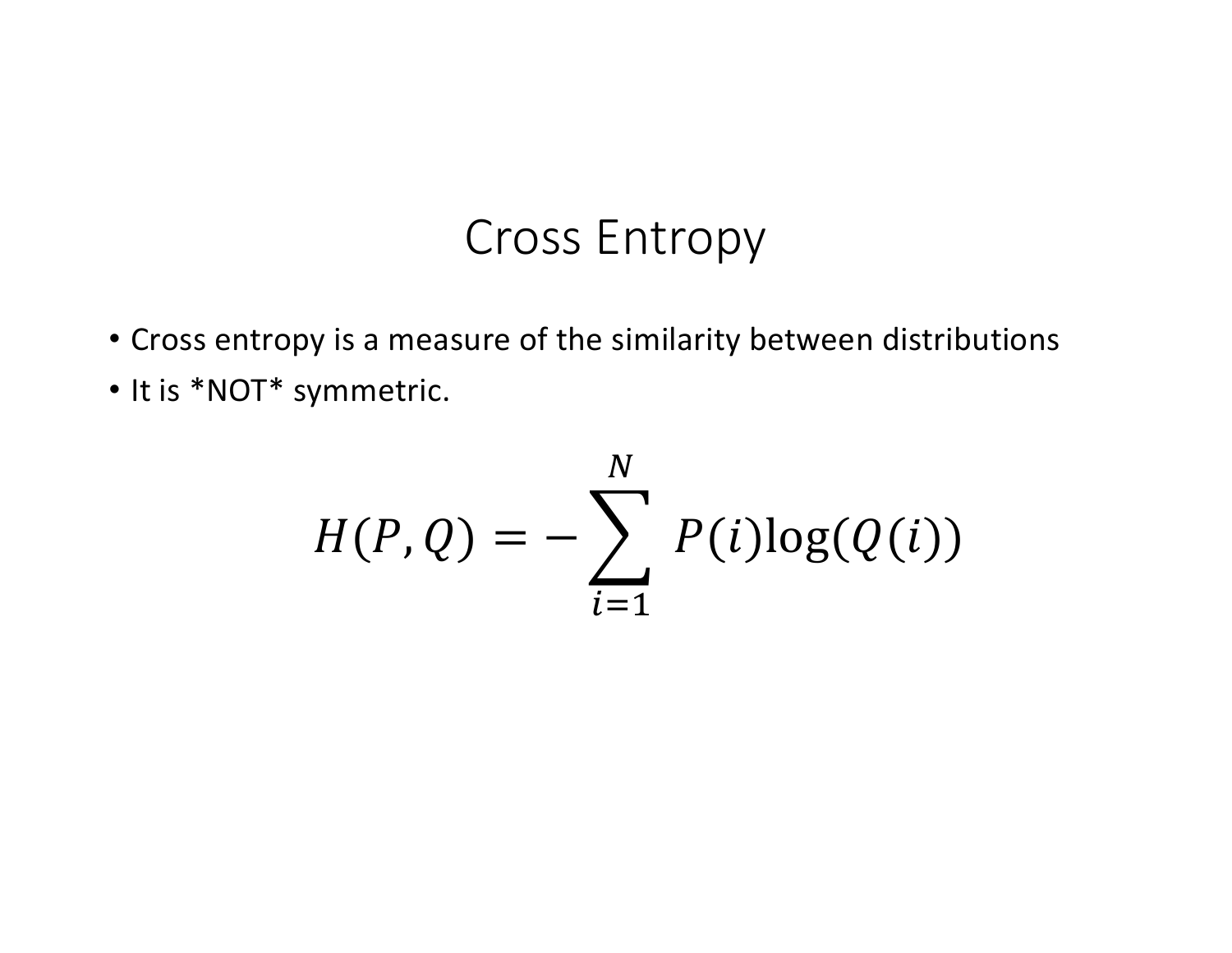# Cross Entropy

- Cross entropy is a measure of the similarity between distributions
- It is *NOT* symmetric.

$$H(P, Q) = -\sum_{i=1}^{N} P(i)\log(Q(i))$$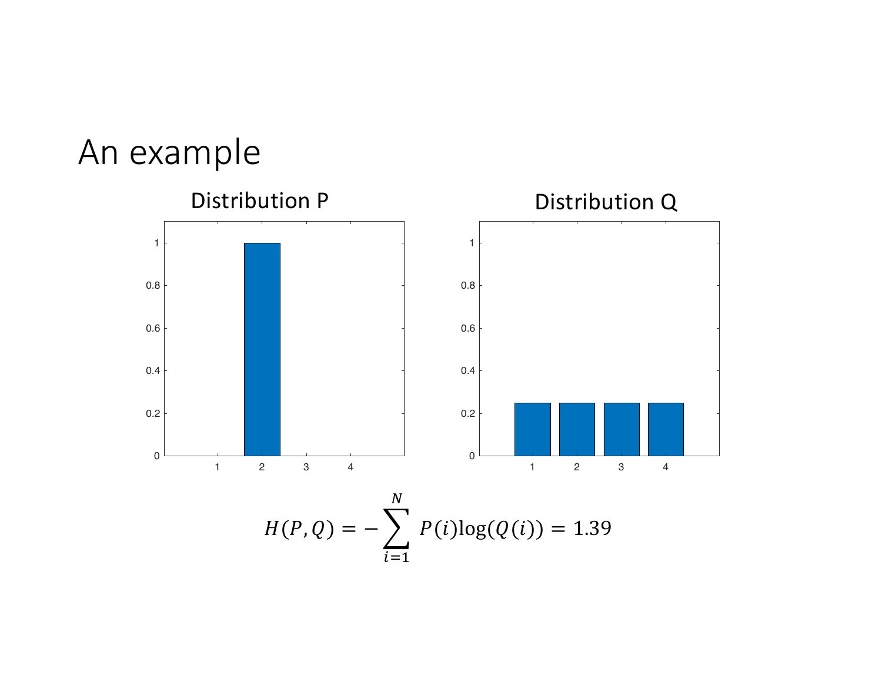# An example

Distribution P

Distribution Q

$$H(P,Q) = -\sum_{i=1}^{N} P(i)\log(Q(i)) = 1.39$$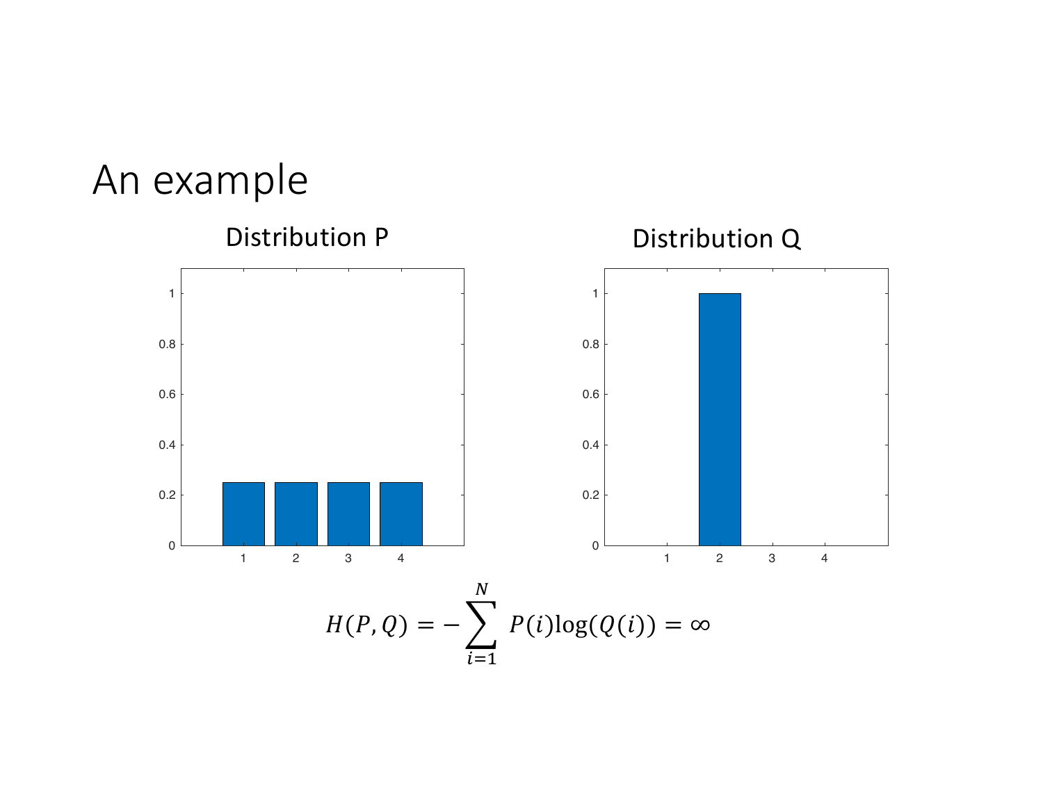# An example

Distribution P

Distribution Q

$$H(P, Q) = -\sum_{i=1}^{N} P(i)\log(Q(i)) = \infty$$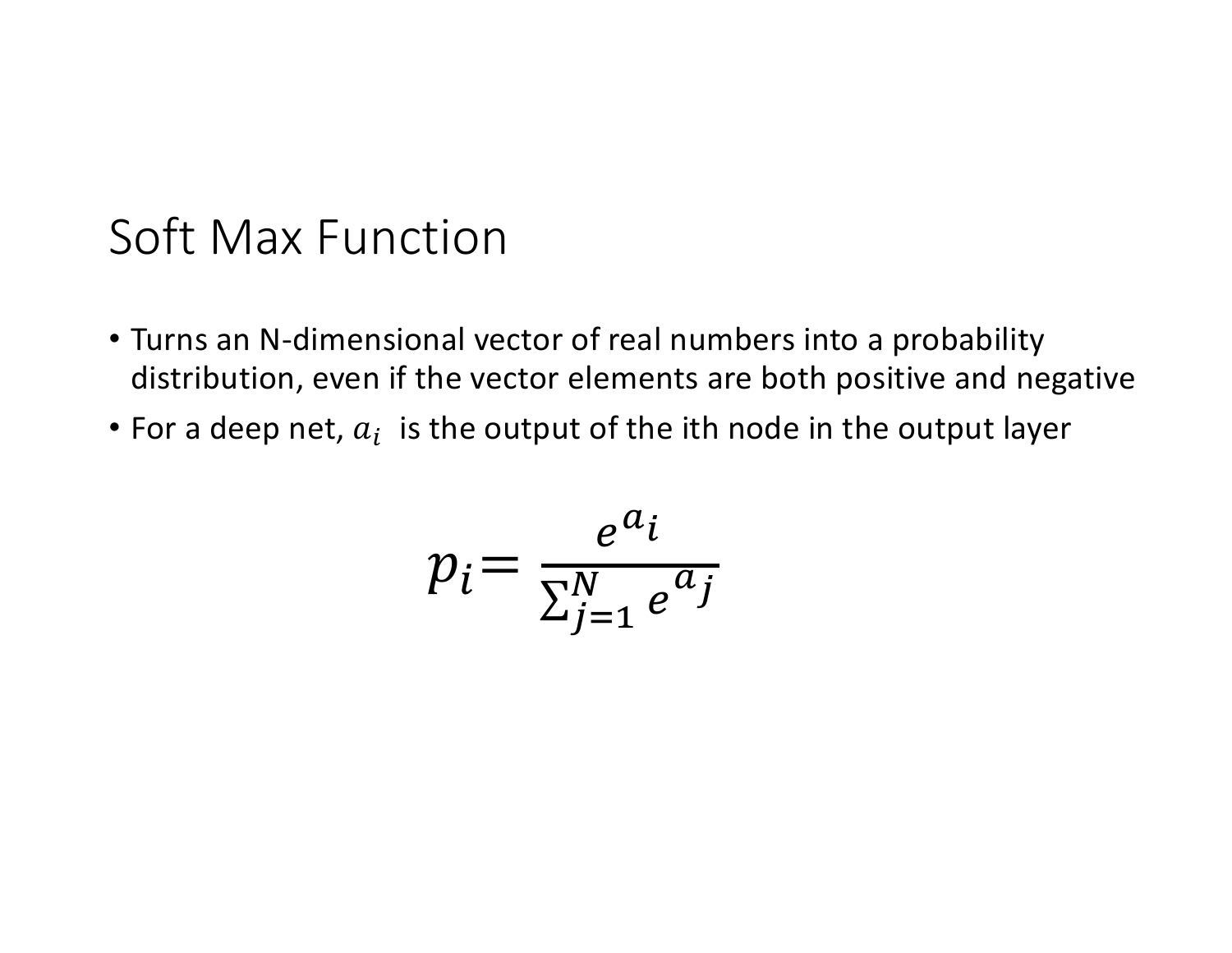# Soft Max Function

- Turns an N-dimensional vector of real numbers into a probability distribution, even if the vector elements are both positive and negative
- For a deep net, $a_i$ is the output of the ith node in the output layer

$$p_i = \frac{e^{a_i}}{\sum_{j=1}^{N} e^{a_j}}$$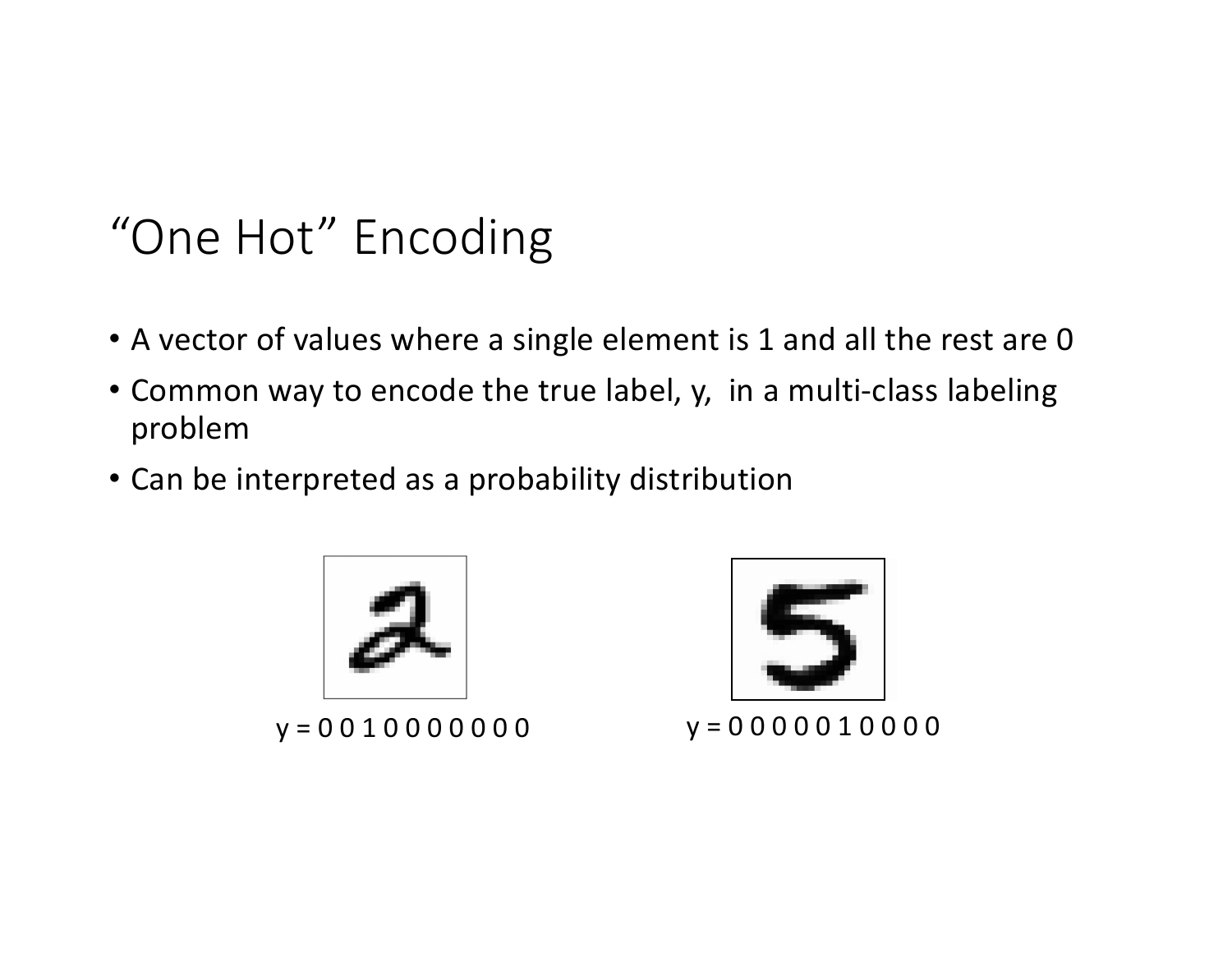# "One Hot" Encoding

- A vector of values where a single element is 1 and all the rest are 0
- Common way to encode the true label, y, in a multi-class labeling problem
- Can be interpreted as a probability distribution

y = 0 0 1 0 0 0 0 0 0 0

y = 0 0 0 0 0 1 0 0 0 0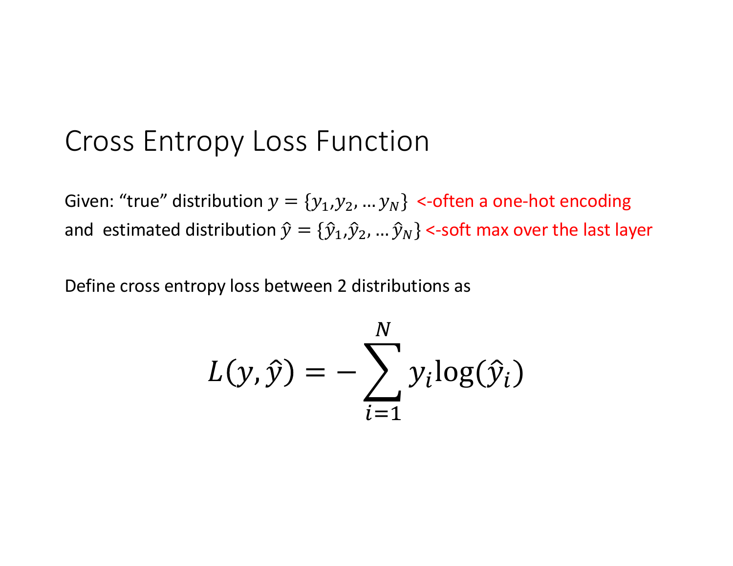# Cross Entropy Loss Function

Given: "true" distribution $y = \{y_1, y_2, \ldots y_N\}$ <-often a one-hot encoding

and estimated distribution $\hat{y} = \{\hat{y}_1, \hat{y}_2, \ldots \hat{y}_N\}$ <-soft max over the last layer

Define cross entropy loss between 2 distributions as

$$L(y, \hat{y}) = -\sum_{i=1}^{N} y_i \log(\hat{y}_i)$$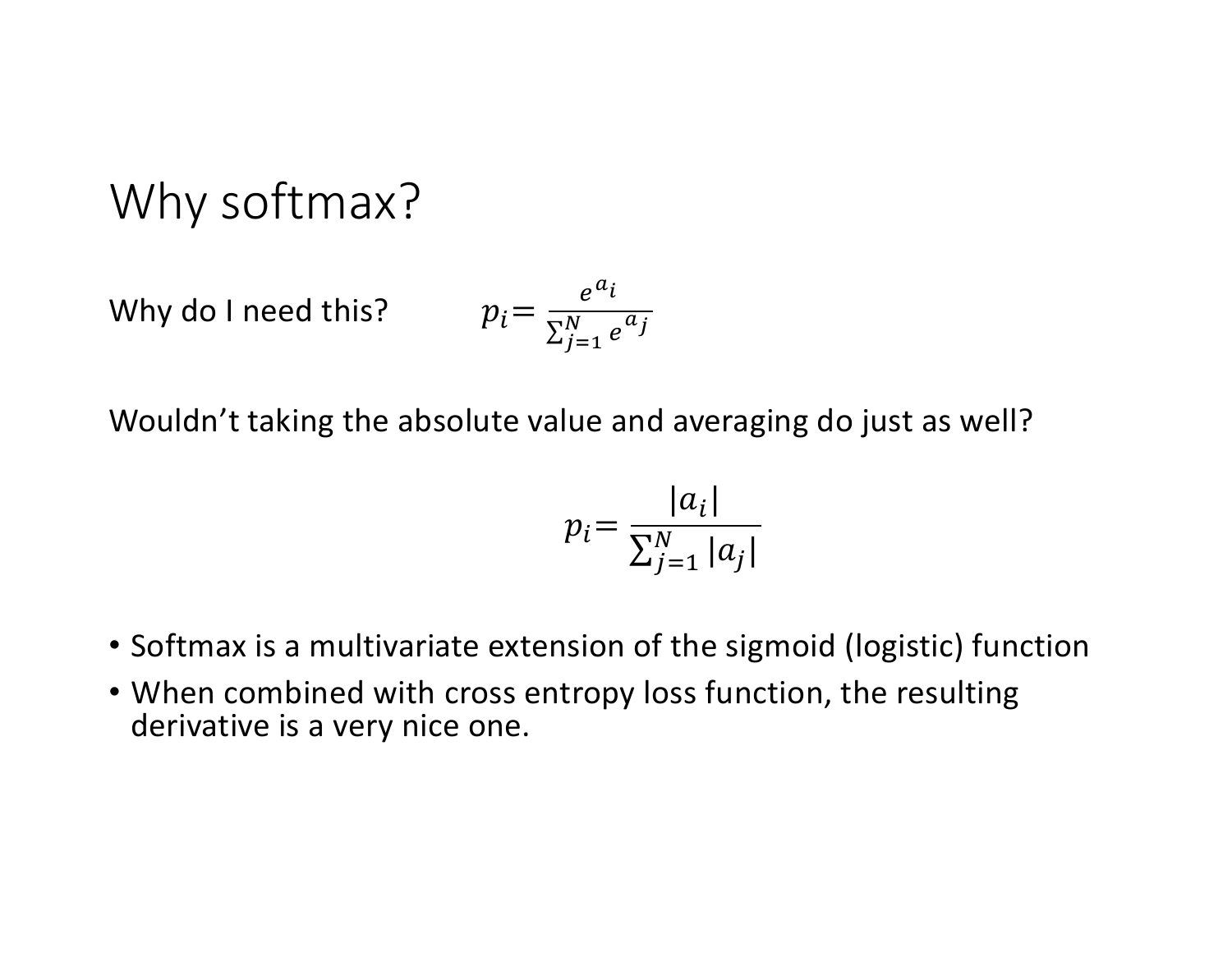# Why softmax?

Why do I need this? $p_i = \frac{e^{a_i}}{\sum_{j=1}^{N} e^{a_j}}$

Wouldn't taking the absolute value and averaging do just as well?

$$p_i = \frac{|a_i|}{\sum_{j=1}^{N} |a_j|}$$

- Softmax is a multivariate extension of the sigmoid (logistic) function
- When combined with cross entropy loss function, the resulting derivative is a very nice one.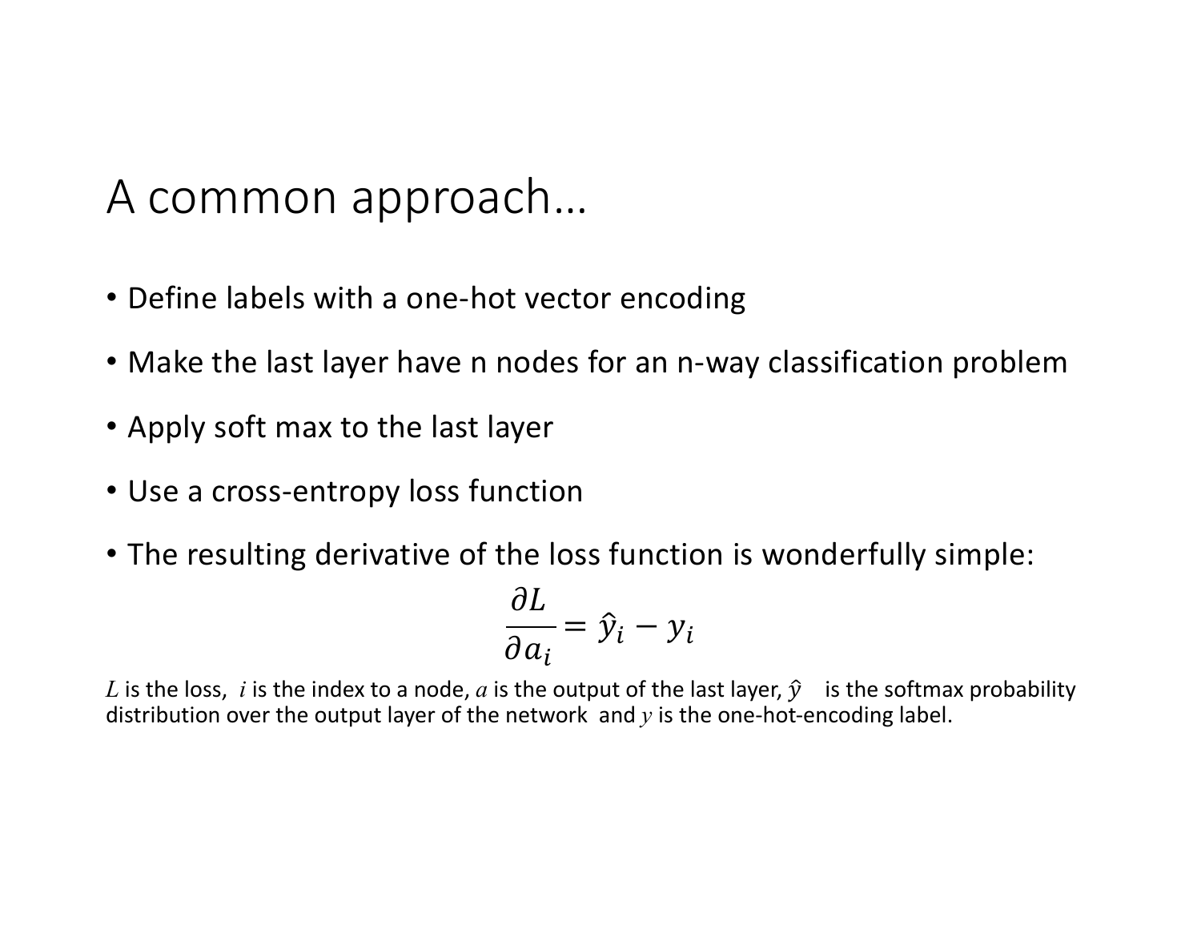# A common approach…

- Define labels with a one-hot vector encoding
- Make the last layer have n nodes for an n-way classification problem
- Apply soft max to the last layer
- Use a cross-entropy loss function
- The resulting derivative of the loss function is wonderfully simple:

$$\frac{\partial L}{\partial a_i} = \hat{y}_i - y_i$$

$L$ is the loss, $i$ is the index to a node, $a$ is the output of the last layer, $\hat{y}$ is the softmax probability distribution over the output layer of the network and $y$ is the one-hot-encoding label.